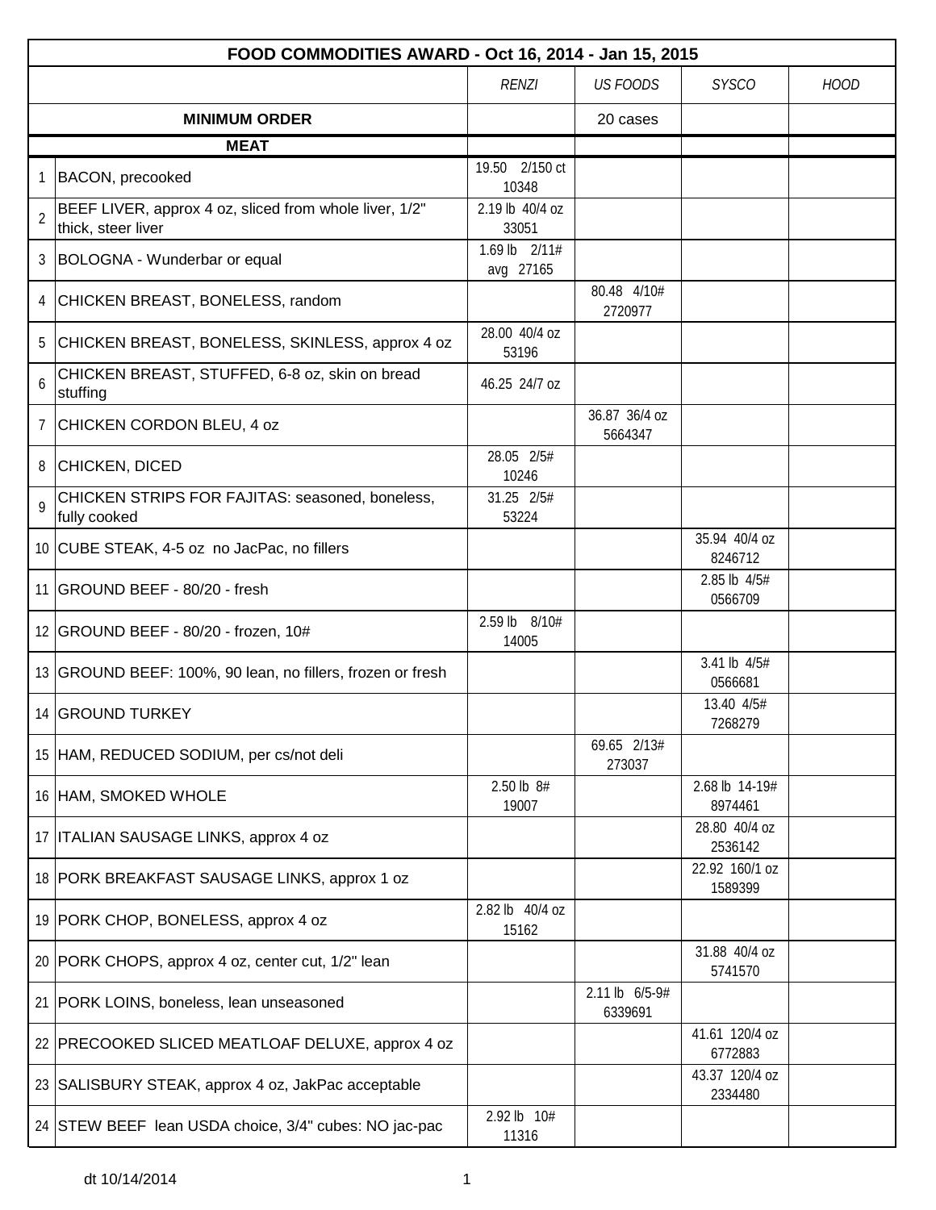| FOOD COMMODITIES AWARD - Oct 16, 2014 - Jan 15, 2015 | | | | | |
|---|---|---|---|---|---|
| | | *RENZI* | *US FOODS* | *SYSCO* | *HOOD* |
| **MINIMUM ORDER** | | | 20 cases | | |
| **MEAT** | | | | | |
| 1 | BACON, precooked | 19.50 2/150 ct 10348 | | | |
| 2 | BEEF LIVER, approx 4 oz, sliced from whole liver, 1/2" thick, steer liver | 2.19 lb 40/4 oz 33051 | | | |
| 3 | BOLOGNA - Wunderbar or equal | 1.69 lb 2/11# avg 27165 | | | |
| 4 | CHICKEN BREAST, BONELESS, random | | 80.48 4/10# 2720977 | | |
| 5 | CHICKEN BREAST, BONELESS, SKINLESS, approx 4 oz | 28.00 40/4 oz 53196 | | | |
| 6 | CHICKEN BREAST, STUFFED, 6-8 oz, skin on bread stuffing | 46.25 24/7 oz | | | |
| 7 | CHICKEN CORDON BLEU, 4 oz | | 36.87 36/4 oz 5664347 | | |
| 8 | CHICKEN, DICED | 28.05 2/5# 10246 | | | |
| 9 | CHICKEN STRIPS FOR FAJITAS: seasoned, boneless, fully cooked | 31.25 2/5# 53224 | | | |
| 10 | CUBE STEAK, 4-5 oz no JacPac, no fillers | | | 35.94 40/4 oz 8246712 | |
| 11 | GROUND BEEF - 80/20 - fresh | | | 2.85 lb 4/5# 0566709 | |
| 12 | GROUND BEEF - 80/20 - frozen, 10# | 2.59 lb 8/10# 14005 | | | |
| 13 | GROUND BEEF: 100%, 90 lean, no fillers, frozen or fresh | | | 3.41 lb 4/5# 0566681 | |
| 14 | GROUND TURKEY | | | 13.40 4/5# 7268279 | |
| 15 | HAM, REDUCED SODIUM, per cs/not deli | | 69.65 2/13# 273037 | | |
| 16 | HAM, SMOKED WHOLE | 2.50 lb 8# 19007 | | 2.68 lb 14-19# 8974461 | |
| 17 | ITALIAN SAUSAGE LINKS, approx 4 oz | | | 28.80 40/4 oz 2536142 | |
| 18 | PORK BREAKFAST SAUSAGE LINKS, approx 1 oz | | | 22.92 160/1 oz 1589399 | |
| 19 | PORK CHOP, BONELESS, approx 4 oz | 2.82 lb 40/4 oz 15162 | | | |
| 20 | PORK CHOPS, approx 4 oz, center cut, 1/2" lean | | | 31.88 40/4 oz 5741570 | |
| 21 | PORK LOINS, boneless, lean unseasoned | | 2.11 lb 6/5-9# 6339691 | | |
| 22 | PRECOOKED SLICED MEATLOAF DELUXE, approx 4 oz | | | 41.61 120/4 oz 6772883 | |
| 23 | SALISBURY STEAK, approx 4 oz, JakPac acceptable | | | 43.37 120/4 oz 2334480 | |
| 24 | STEW BEEF lean USDA choice, 3/4" cubes: NO jac-pac | 2.92 lb 10# 11316 | | | |

dt 10/14/2014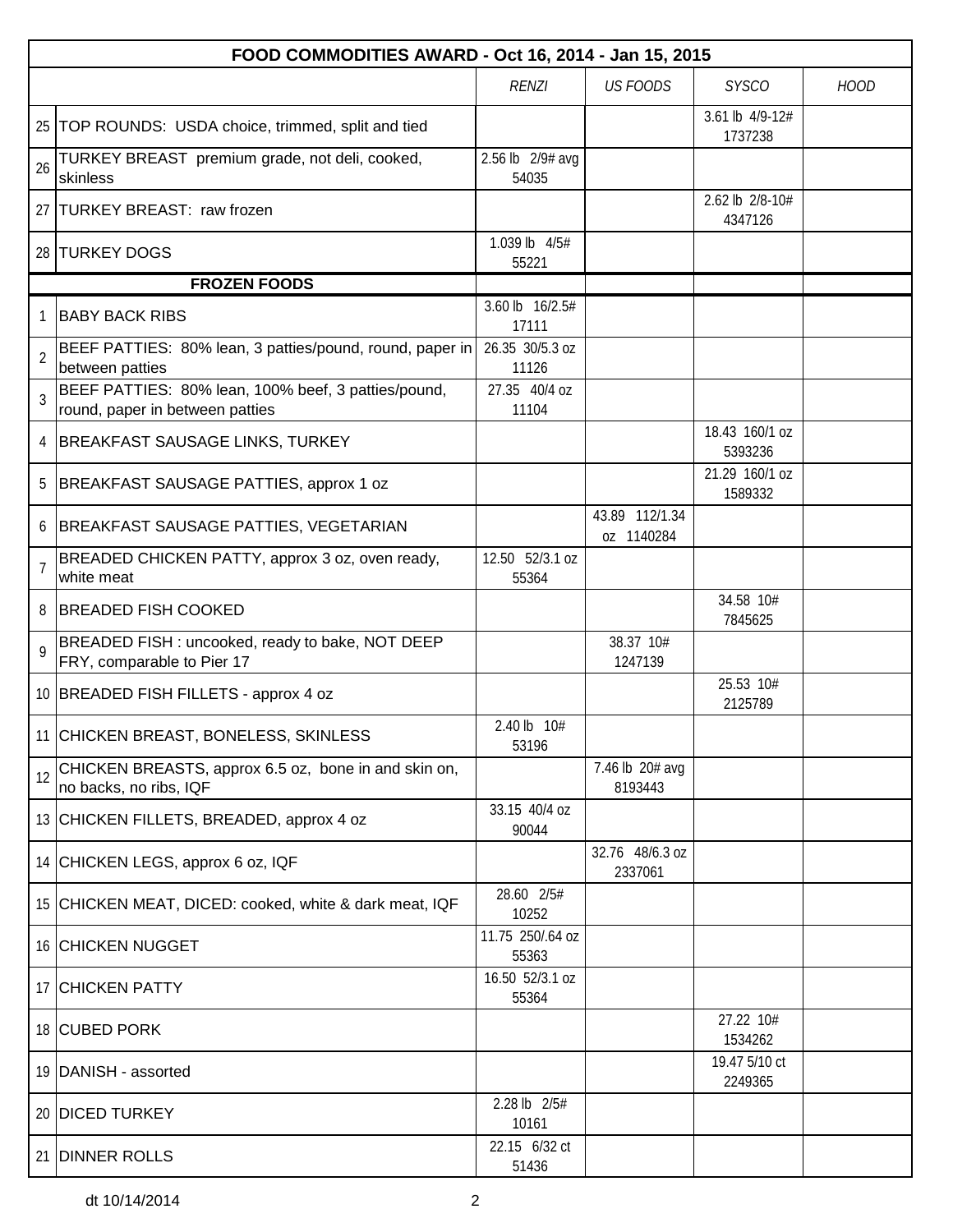| FOOD COMMODITIES AWARD - Oct 16, 2014 - Jan 15, 2015 | | | | | |
|---|---|---|---|---|---|
| | | *RENZI* | *US FOODS* | *SYSCO* | *HOOD* |
| 25 | TOP ROUNDS: USDA choice, trimmed, split and tied | | | 3.61 lb 4/9-12# 1737238 | |
| 26 | TURKEY BREAST premium grade, not deli, cooked, skinless | 2.56 lb 2/9# avg 54035 | | | |
| 27 | TURKEY BREAST: raw frozen | | | 2.62 lb 2/8-10# 4347126 | |
| 28 | TURKEY DOGS | 1.039 lb 4/5# 55221 | | | |
| | **FROZEN FOODS** | | | | |
| 1 | BABY BACK RIBS | 3.60 lb 16/2.5# 17111 | | | |
| 2 | BEEF PATTIES: 80% lean, 3 patties/pound, round, paper in between patties | 26.35 30/5.3 oz 11126 | | | |
| 3 | BEEF PATTIES: 80% lean, 100% beef, 3 patties/pound, round, paper in between patties | 27.35 40/4 oz 11104 | | | |
| 4 | BREAKFAST SAUSAGE LINKS, TURKEY | | | 18.43 160/1 oz 5393236 | |
| 5 | BREAKFAST SAUSAGE PATTIES, approx 1 oz | | | 21.29 160/1 oz 1589332 | |
| 6 | BREAKFAST SAUSAGE PATTIES, VEGETARIAN | | 43.89 112/1.34 oz 1140284 | | |
| 7 | BREADED CHICKEN PATTY, approx 3 oz, oven ready, white meat | 12.50 52/3.1 oz 55364 | | | |
| 8 | BREADED FISH COOKED | | | 34.58 10# 7845625 | |
| 9 | BREADED FISH : uncooked, ready to bake, NOT DEEP FRY, comparable to Pier 17 | | 38.37 10# 1247139 | | |
| 10 | BREADED FISH FILLETS - approx 4 oz | | | 25.53 10# 2125789 | |
| 11 | CHICKEN BREAST, BONELESS, SKINLESS | 2.40 lb 10# 53196 | | | |
| 12 | CHICKEN BREASTS, approx 6.5 oz, bone in and skin on, no backs, no ribs, IQF | | 7.46 lb 20# avg 8193443 | | |
| 13 | CHICKEN FILLETS, BREADED, approx 4 oz | 33.15 40/4 oz 90044 | | | |
| 14 | CHICKEN LEGS, approx 6 oz, IQF | | 32.76 48/6.3 oz 2337061 | | |
| 15 | CHICKEN MEAT, DICED: cooked, white & dark meat, IQF | 28.60 2/5# 10252 | | | |
| 16 | CHICKEN NUGGET | 11.75 250/.64 oz 55363 | | | |
| 17 | CHICKEN PATTY | 16.50 52/3.1 oz 55364 | | | |
| 18 | CUBED PORK | | | 27.22 10# 1534262 | |
| 19 | DANISH - assorted | | | 19.47 5/10 ct 2249365 | |
| 20 | DICED TURKEY | 2.28 lb 2/5# 10161 | | | |
| 21 | DINNER ROLLS | 22.15 6/32 ct 51436 | | | |

dt 10/14/2014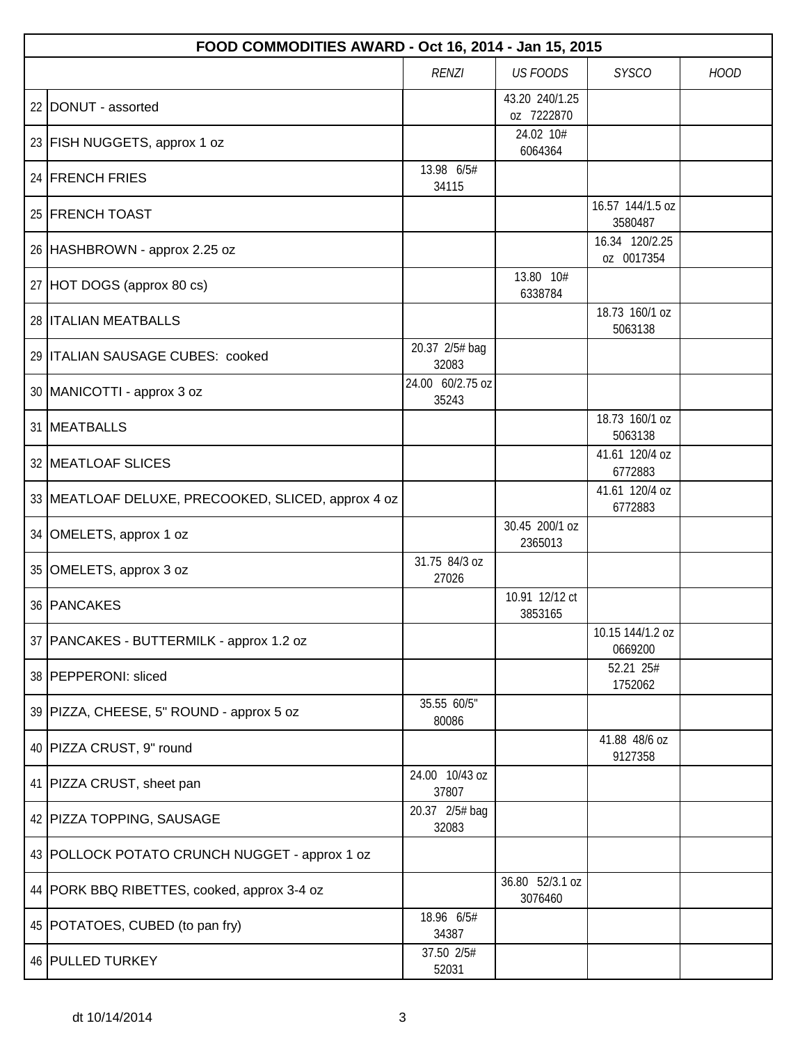| FOOD COMMODITIES AWARD - Oct 16, 2014 - Jan 15, 2015 | | | | | |
|---|---|---|---|---|---|
| | | *RENZI* | *US FOODS* | *SYSCO* | *HOOD* |
| 22 | DONUT - assorted | | 43.20 240/1.25 oz 7222870 | | |
| 23 | FISH NUGGETS, approx 1 oz | | 24.02 10# 6064364 | | |
| 24 | FRENCH FRIES | 13.98 6/5# 34115 | | | |
| 25 | FRENCH TOAST | | | 16.57 144/1.5 oz 3580487 | |
| 26 | HASHBROWN - approx 2.25 oz | | | 16.34 120/2.25 oz 0017354 | |
| 27 | HOT DOGS (approx 80 cs) | | 13.80 10# 6338784 | | |
| 28 | ITALIAN MEATBALLS | | | 18.73 160/1 oz 5063138 | |
| 29 | ITALIAN SAUSAGE CUBES: cooked | 20.37 2/5# bag 32083 | | | |
| 30 | MANICOTTI - approx 3 oz | 24.00 60/2.75 oz 35243 | | | |
| 31 | MEATBALLS | | | 18.73 160/1 oz 5063138 | |
| 32 | MEATLOAF SLICES | | | 41.61 120/4 oz 6772883 | |
| 33 | MEATLOAF DELUXE, PRECOOKED, SLICED, approx 4 oz | | | 41.61 120/4 oz 6772883 | |
| 34 | OMELETS, approx 1 oz | | 30.45 200/1 oz 2365013 | | |
| 35 | OMELETS, approx 3 oz | 31.75 84/3 oz 27026 | | | |
| 36 | PANCAKES | | 10.91 12/12 ct 3853165 | | |
| 37 | PANCAKES - BUTTERMILK - approx 1.2 oz | | | 10.15 144/1.2 oz 0669200 | |
| 38 | PEPPERONI: sliced | | | 52.21 25# 1752062 | |
| 39 | PIZZA, CHEESE, 5" ROUND - approx 5 oz | 35.55 60/5" 80086 | | | |
| 40 | PIZZA CRUST, 9" round | | | 41.88 48/6 oz 9127358 | |
| 41 | PIZZA CRUST, sheet pan | 24.00 10/43 oz 37807 | | | |
| 42 | PIZZA TOPPING, SAUSAGE | 20.37 2/5# bag 32083 | | | |
| 43 | POLLOCK POTATO CRUNCH NUGGET - approx 1 oz | | | | |
| 44 | PORK BBQ RIBETTES, cooked, approx 3-4 oz | | 36.80 52/3.1 oz 3076460 | | |
| 45 | POTATOES, CUBED (to pan fry) | 18.96 6/5# 34387 | | | |
| 46 | PULLED TURKEY | 37.50 2/5# 52031 | | | |

dt 10/14/2014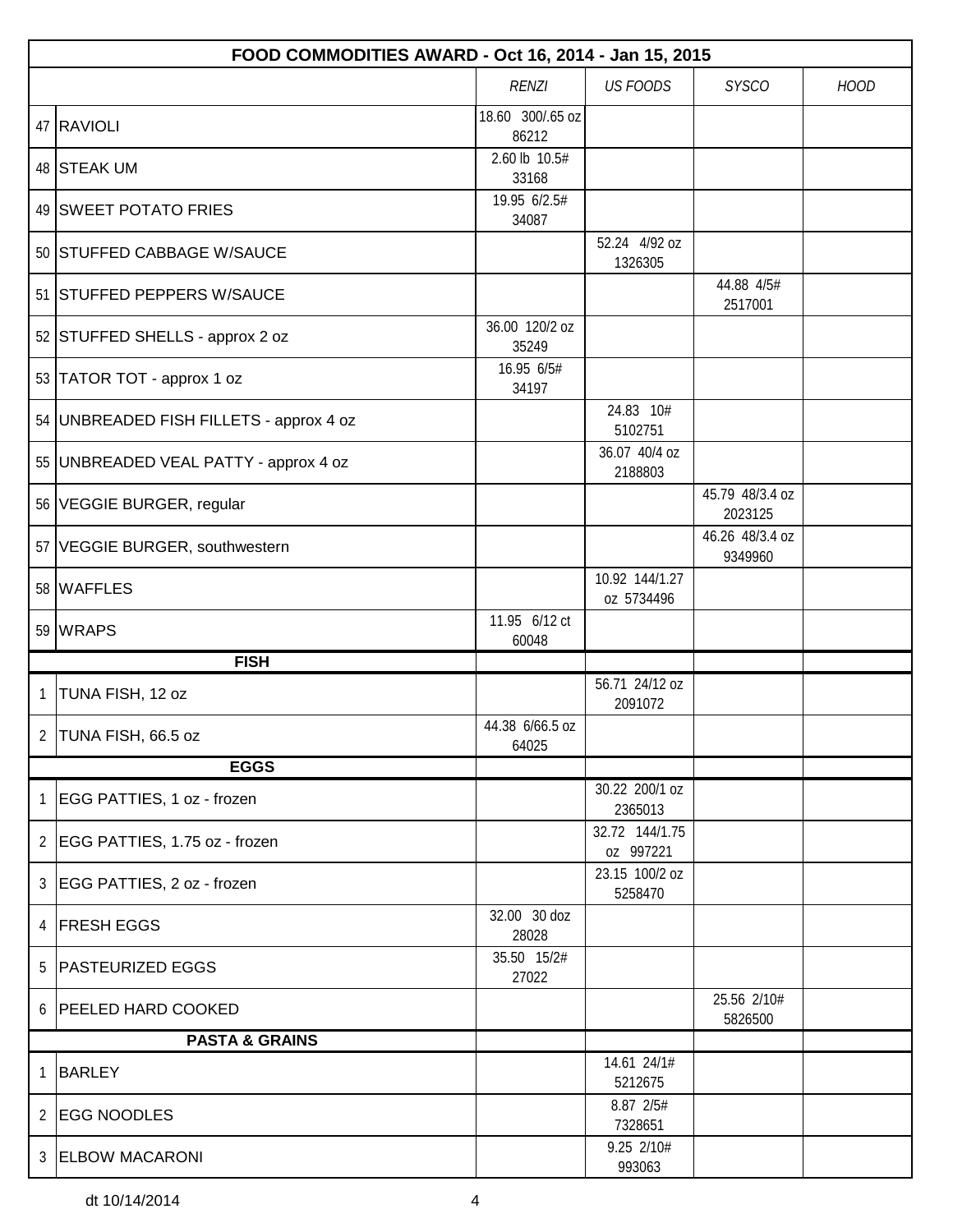| FOOD COMMODITIES AWARD - Oct 16, 2014 - Jan 15, 2015 | | | | | |
|---|---|---|---|---|---|
| | | *RENZI* | *US FOODS* | *SYSCO* | *HOOD* |
| 47 | RAVIOLI | 18.60 300/.65 oz 86212 | | | |
| 48 | STEAK UM | 2.60 lb 10.5# 33168 | | | |
| 49 | SWEET POTATO FRIES | 19.95 6/2.5# 34087 | | | |
| 50 | STUFFED CABBAGE W/SAUCE | | 52.24 4/92 oz 1326305 | | |
| 51 | STUFFED PEPPERS W/SAUCE | | | 44.88 4/5# 2517001 | |
| 52 | STUFFED SHELLS - approx 2 oz | 36.00 120/2 oz 35249 | | | |
| 53 | TATOR TOT - approx 1 oz | 16.95 6/5# 34197 | | | |
| 54 | UNBREADED FISH FILLETS - approx 4 oz | | 24.83 10# 5102751 | | |
| 55 | UNBREADED VEAL PATTY - approx 4 oz | | 36.07 40/4 oz 2188803 | | |
| 56 | VEGGIE BURGER, regular | | | 45.79 48/3.4 oz 2023125 | |
| 57 | VEGGIE BURGER, southwestern | | | 46.26 48/3.4 oz 9349960 | |
| 58 | WAFFLES | | 10.92 144/1.27 oz 5734496 | | |
| 59 | WRAPS | 11.95 6/12 ct 60048 | | | |
| | **FISH** | | | | |
| 1 | TUNA FISH, 12 oz | | 56.71 24/12 oz 2091072 | | |
| 2 | TUNA FISH, 66.5 oz | 44.38 6/66.5 oz 64025 | | | |
| | **EGGS** | | | | |
| 1 | EGG PATTIES, 1 oz - frozen | | 30.22 200/1 oz 2365013 | | |
| 2 | EGG PATTIES, 1.75 oz - frozen | | 32.72 144/1.75 oz 997221 | | |
| 3 | EGG PATTIES, 2 oz - frozen | | 23.15 100/2 oz 5258470 | | |
| 4 | FRESH EGGS | 32.00 30 doz 28028 | | | |
| 5 | PASTEURIZED EGGS | 35.50 15/2# 27022 | | | |
| 6 | PEELED HARD COOKED | | | 25.56 2/10# 5826500 | |
| | **PASTA & GRAINS** | | | | |
| 1 | BARLEY | | 14.61 24/1# 5212675 | | |
| 2 | EGG NOODLES | | 8.87 2/5# 7328651 | | |
| 3 | ELBOW MACARONI | | 9.25 2/10# 993063 | | |

dt 10/14/2014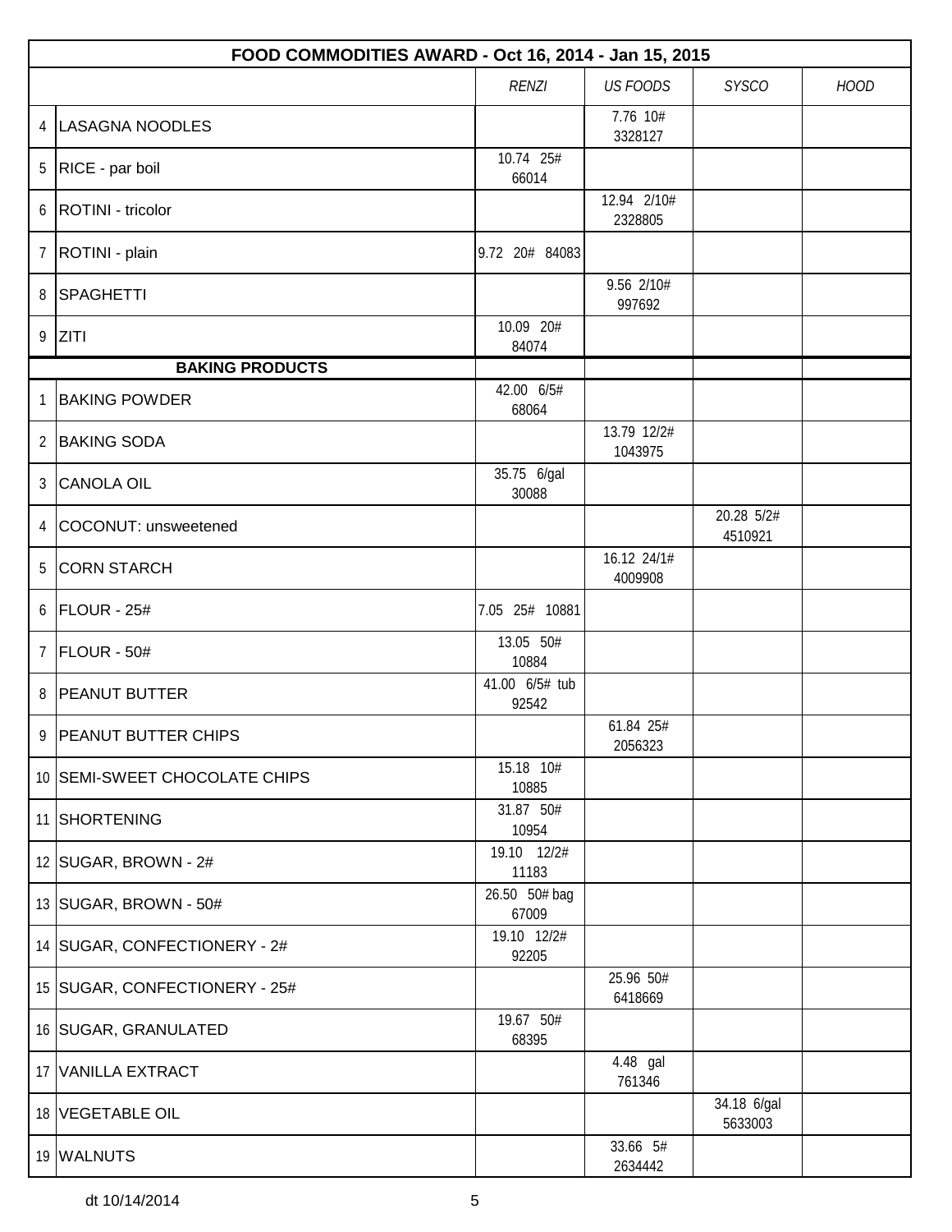| FOOD COMMODITIES AWARD - Oct 16, 2014 - Jan 15, 2015 | | | | | |
|---|---|---|---|---|---|
| | | *RENZI* | *US FOODS* | *SYSCO* | *HOOD* |
| 4 | LASAGNA NOODLES | | 7.76 10# 3328127 | | |
| 5 | RICE - par boil | 10.74 25# 66014 | | | |
| 6 | ROTINI - tricolor | | 12.94 2/10# 2328805 | | |
| 7 | ROTINI - plain | 9.72 20# 84083 | | | |
| 8 | SPAGHETTI | | 9.56 2/10# 997692 | | |
| 9 | ZITI | 10.09 20# 84074 | | | |
| | **BAKING PRODUCTS** | | | | |
| 1 | BAKING POWDER | 42.00 6/5# 68064 | | | |
| 2 | BAKING SODA | | 13.79 12/2# 1043975 | | |
| 3 | CANOLA OIL | 35.75 6/gal 30088 | | | |
| 4 | COCONUT: unsweetened | | | 20.28 5/2# 4510921 | |
| 5 | CORN STARCH | | 16.12 24/1# 4009908 | | |
| 6 | FLOUR - 25# | 7.05 25# 10881 | | | |
| 7 | FLOUR - 50# | 13.05 50# 10884 | | | |
| 8 | PEANUT BUTTER | 41.00 6/5# tub 92542 | | | |
| 9 | PEANUT BUTTER CHIPS | | 61.84 25# 2056323 | | |
| 10 | SEMI-SWEET CHOCOLATE CHIPS | 15.18 10# 10885 | | | |
| 11 | SHORTENING | 31.87 50# 10954 | | | |
| 12 | SUGAR, BROWN - 2# | 19.10 12/2# 11183 | | | |
| 13 | SUGAR, BROWN - 50# | 26.50 50# bag 67009 | | | |
| 14 | SUGAR, CONFECTIONERY - 2# | 19.10 12/2# 92205 | | | |
| 15 | SUGAR, CONFECTIONERY - 25# | | 25.96 50# 6418669 | | |
| 16 | SUGAR, GRANULATED | 19.67 50# 68395 | | | |
| 17 | VANILLA EXTRACT | | 4.48 gal 761346 | | |
| 18 | VEGETABLE OIL | | | 34.18 6/gal 5633003 | |
| 19 | WALNUTS | | 33.66 5# 2634442 | | |

dt 10/14/2014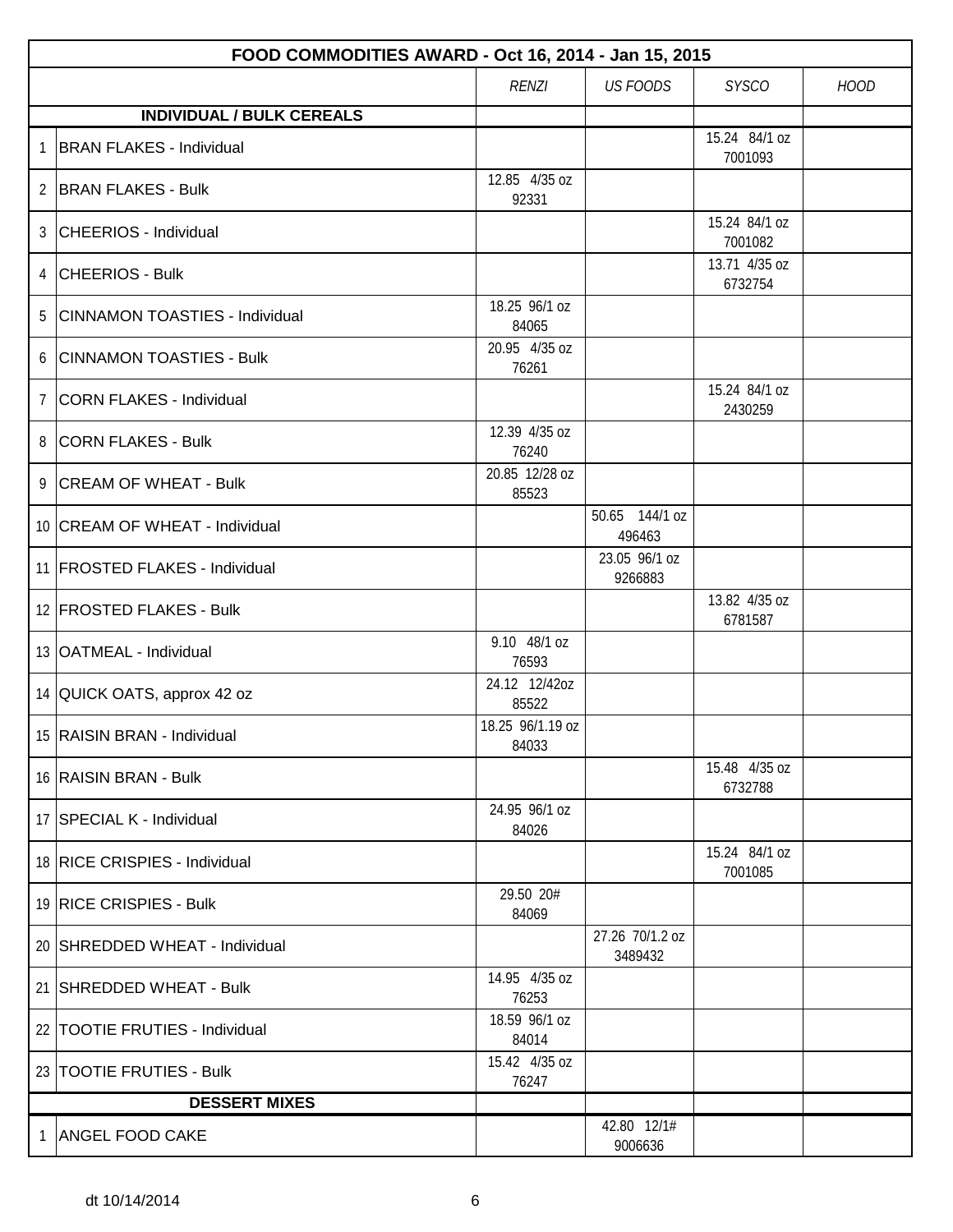| | FOOD COMMODITIES AWARD - Oct 16, 2014 - Jan 15, 2015 | | | | |
|---|---|---|---|---|---|
| | | *RENZI* | *US FOODS* | *SYSCO* | *HOOD* |
| | **INDIVIDUAL / BULK CEREALS** | | | | |
| 1 | BRAN FLAKES - Individual | | | 15.24 84/1 oz 7001093 | |
| 2 | BRAN FLAKES - Bulk | 12.85 4/35 oz 92331 | | | |
| 3 | CHEERIOS - Individual | | | 15.24 84/1 oz 7001082 | |
| 4 | CHEERIOS - Bulk | | | 13.71 4/35 oz 6732754 | |
| 5 | CINNAMON TOASTIES - Individual | 18.25 96/1 oz 84065 | | | |
| 6 | CINNAMON TOASTIES - Bulk | 20.95 4/35 oz 76261 | | | |
| 7 | CORN FLAKES - Individual | | | 15.24 84/1 oz 2430259 | |
| 8 | CORN FLAKES - Bulk | 12.39 4/35 oz 76240 | | | |
| 9 | CREAM OF WHEAT - Bulk | 20.85 12/28 oz 85523 | | | |
| 10 | CREAM OF WHEAT - Individual | | 50.65 144/1 oz 496463 | | |
| 11 | FROSTED FLAKES - Individual | | 23.05 96/1 oz 9266883 | | |
| 12 | FROSTED FLAKES - Bulk | | | 13.82 4/35 oz 6781587 | |
| 13 | OATMEAL - Individual | 9.10 48/1 oz 76593 | | | |
| 14 | QUICK OATS, approx 42 oz | 24.12 12/42oz 85522 | | | |
| 15 | RAISIN BRAN - Individual | 18.25 96/1.19 oz 84033 | | | |
| 16 | RAISIN BRAN - Bulk | | | 15.48 4/35 oz 6732788 | |
| 17 | SPECIAL K - Individual | 24.95 96/1 oz 84026 | | | |
| 18 | RICE CRISPIES - Individual | | | 15.24 84/1 oz 7001085 | |
| 19 | RICE CRISPIES - Bulk | 29.50 20# 84069 | | | |
| 20 | SHREDDED WHEAT - Individual | | 27.26 70/1.2 oz 3489432 | | |
| 21 | SHREDDED WHEAT - Bulk | 14.95 4/35 oz 76253 | | | |
| 22 | TOOTIE FRUTIES - Individual | 18.59 96/1 oz 84014 | | | |
| 23 | TOOTIE FRUTIES - Bulk | 15.42 4/35 oz 76247 | | | |
| | **DESSERT MIXES** | | | | |
| 1 | ANGEL FOOD CAKE | | 42.80 12/1# 9006636 | | |

dt 10/14/2014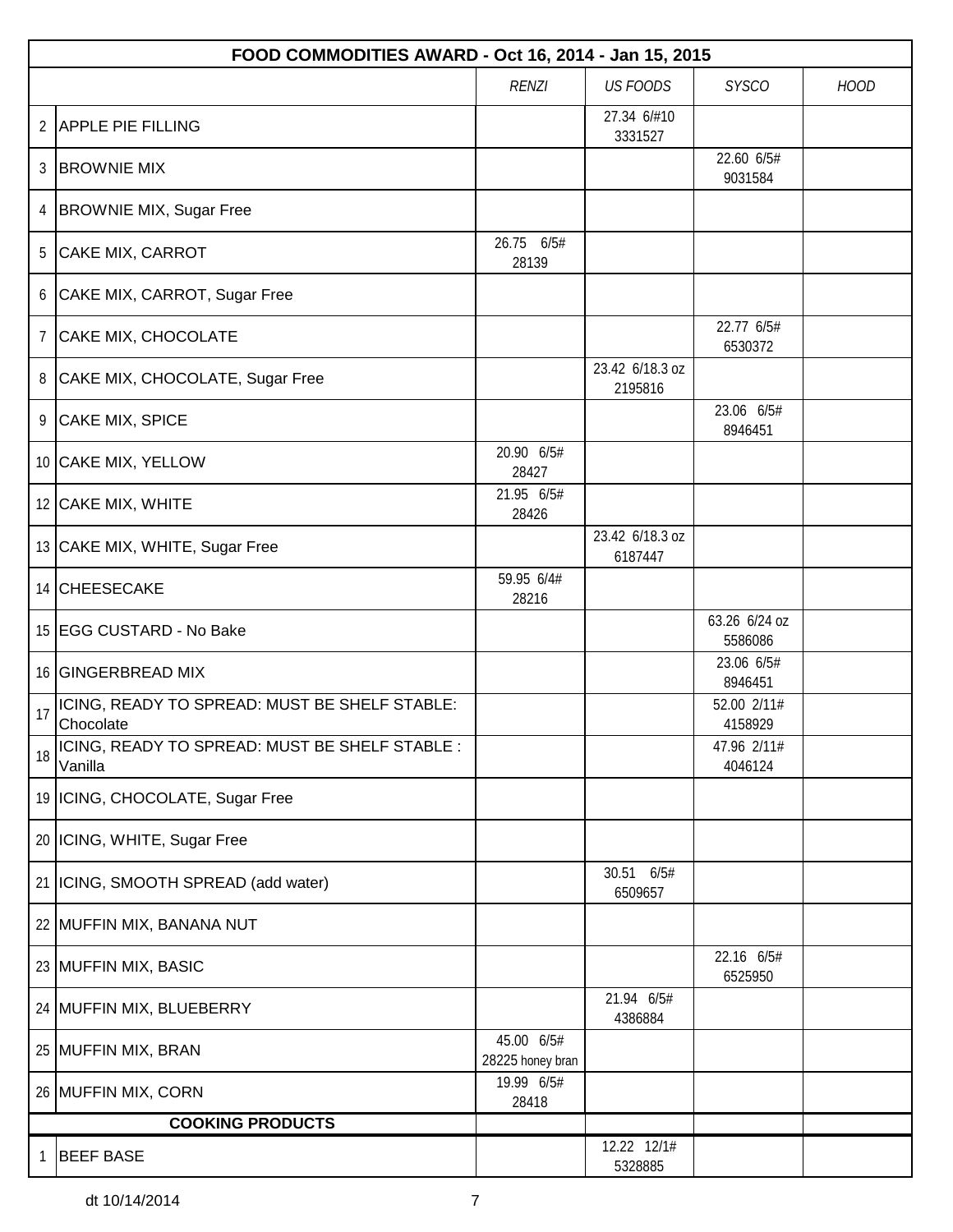| FOOD COMMODITIES AWARD - Oct 16, 2014 - Jan 15, 2015 | | | | | |
|---|---|---|---|---|---|
| | | *RENZI* | *US FOODS* | *SYSCO* | *HOOD* |
| 2 | APPLE PIE FILLING | | 27.34 6/#10 3331527 | | |
| 3 | BROWNIE MIX | | | 22.60 6/5# 9031584 | |
| 4 | BROWNIE MIX, Sugar Free | | | | |
| 5 | CAKE MIX, CARROT | 26.75 6/5# 28139 | | | |
| 6 | CAKE MIX, CARROT, Sugar Free | | | | |
| 7 | CAKE MIX, CHOCOLATE | | | 22.77 6/5# 6530372 | |
| 8 | CAKE MIX, CHOCOLATE, Sugar Free | | 23.42 6/18.3 oz 2195816 | | |
| 9 | CAKE MIX, SPICE | | | 23.06 6/5# 8946451 | |
| 10 | CAKE MIX, YELLOW | 20.90 6/5# 28427 | | | |
| 12 | CAKE MIX, WHITE | 21.95 6/5# 28426 | | | |
| 13 | CAKE MIX, WHITE, Sugar Free | | 23.42 6/18.3 oz 6187447 | | |
| 14 | CHEESECAKE | 59.95 6/4# 28216 | | | |
| 15 | EGG CUSTARD - No Bake | | | 63.26 6/24 oz 5586086 | |
| 16 | GINGERBREAD MIX | | | 23.06 6/5# 8946451 | |
| 17 | ICING, READY TO SPREAD: MUST BE SHELF STABLE: Chocolate | | | 52.00 2/11# 4158929 | |
| 18 | ICING, READY TO SPREAD: MUST BE SHELF STABLE : Vanilla | | | 47.96 2/11# 4046124 | |
| 19 | ICING, CHOCOLATE, Sugar Free | | | | |
| 20 | ICING, WHITE, Sugar Free | | | | |
| 21 | ICING, SMOOTH SPREAD (add water) | | 30.51 6/5# 6509657 | | |
| 22 | MUFFIN MIX, BANANA NUT | | | | |
| 23 | MUFFIN MIX, BASIC | | | 22.16 6/5# 6525950 | |
| 24 | MUFFIN MIX, BLUEBERRY | | 21.94 6/5# 4386884 | | |
| 25 | MUFFIN MIX, BRAN | 45.00 6/5# 28225 honey bran | | | |
| 26 | MUFFIN MIX, CORN | 19.99 6/5# 28418 | | | |
| | **COOKING PRODUCTS** | | | | |
| 1 | BEEF BASE | | 12.22 12/1# 5328885 | | |

dt 10/14/2014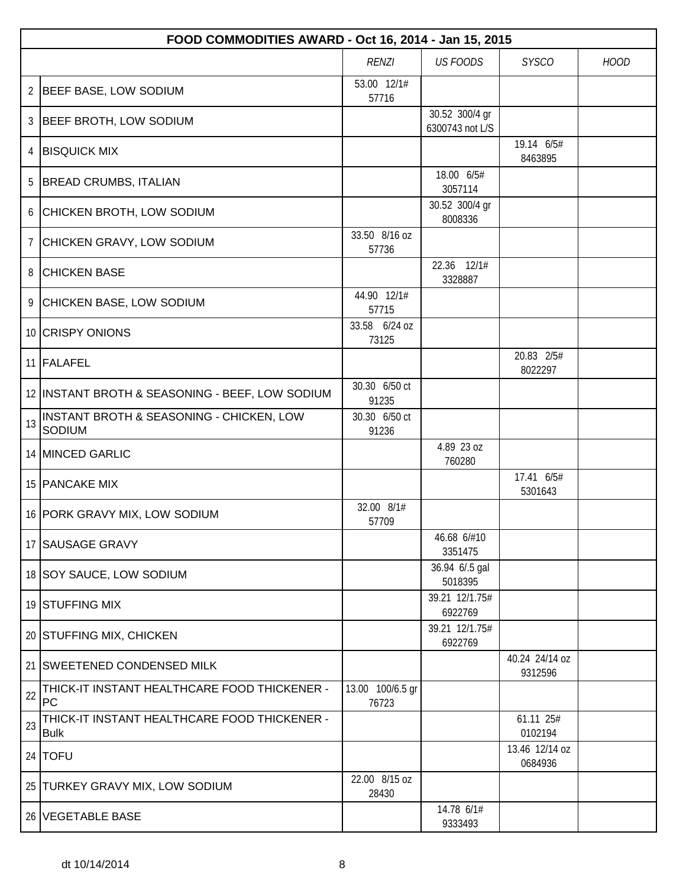| FOOD COMMODITIES AWARD - Oct 16, 2014 - Jan 15, 2015 | | | | | |
|---|---|---|---|---|---|
| | | *RENZI* | *US FOODS* | *SYSCO* | *HOOD* |
| 2 | BEEF BASE, LOW SODIUM | 53.00 12/1# 57716 | | | |
| 3 | BEEF BROTH, LOW SODIUM | | 30.52 300/4 gr 6300743 not L/S | | |
| 4 | BISQUICK MIX | | | 19.14 6/5# 8463895 | |
| 5 | BREAD CRUMBS, ITALIAN | | 18.00 6/5# 3057114 | | |
| 6 | CHICKEN BROTH, LOW SODIUM | | 30.52 300/4 gr 8008336 | | |
| 7 | CHICKEN GRAVY, LOW SODIUM | 33.50 8/16 oz 57736 | | | |
| 8 | CHICKEN BASE | | 22.36 12/1# 3328887 | | |
| 9 | CHICKEN BASE, LOW SODIUM | 44.90 12/1# 57715 | | | |
| 10 | CRISPY ONIONS | 33.58 6/24 oz 73125 | | | |
| 11 | FALAFEL | | | 20.83 2/5# 8022297 | |
| 12 | INSTANT BROTH & SEASONING - BEEF, LOW SODIUM | 30.30 6/50 ct 91235 | | | |
| 13 | INSTANT BROTH & SEASONING - CHICKEN, LOW SODIUM | 30.30 6/50 ct 91236 | | | |
| 14 | MINCED GARLIC | | 4.89 23 oz 760280 | | |
| 15 | PANCAKE MIX | | | 17.41 6/5# 5301643 | |
| 16 | PORK GRAVY MIX, LOW SODIUM | 32.00 8/1# 57709 | | | |
| 17 | SAUSAGE GRAVY | | 46.68 6/#10 3351475 | | |
| 18 | SOY SAUCE, LOW SODIUM | | 36.94 6/.5 gal 5018395 | | |
| 19 | STUFFING MIX | | 39.21 12/1.75# 6922769 | | |
| 20 | STUFFING MIX, CHICKEN | | 39.21 12/1.75# 6922769 | | |
| 21 | SWEETENED CONDENSED MILK | | | 40.24 24/14 oz 9312596 | |
| 22 | THICK-IT INSTANT HEALTHCARE FOOD THICKENER - PC | 13.00 100/6.5 gr 76723 | | | |
| 23 | THICK-IT INSTANT HEALTHCARE FOOD THICKENER - Bulk | | | 61.11 25# 0102194 | |
| 24 | TOFU | | | 13.46 12/14 oz 0684936 | |
| 25 | TURKEY GRAVY MIX, LOW SODIUM | 22.00 8/15 oz 28430 | | | |
| 26 | VEGETABLE BASE | | 14.78 6/1# 9333493 | | |

dt 10/14/2014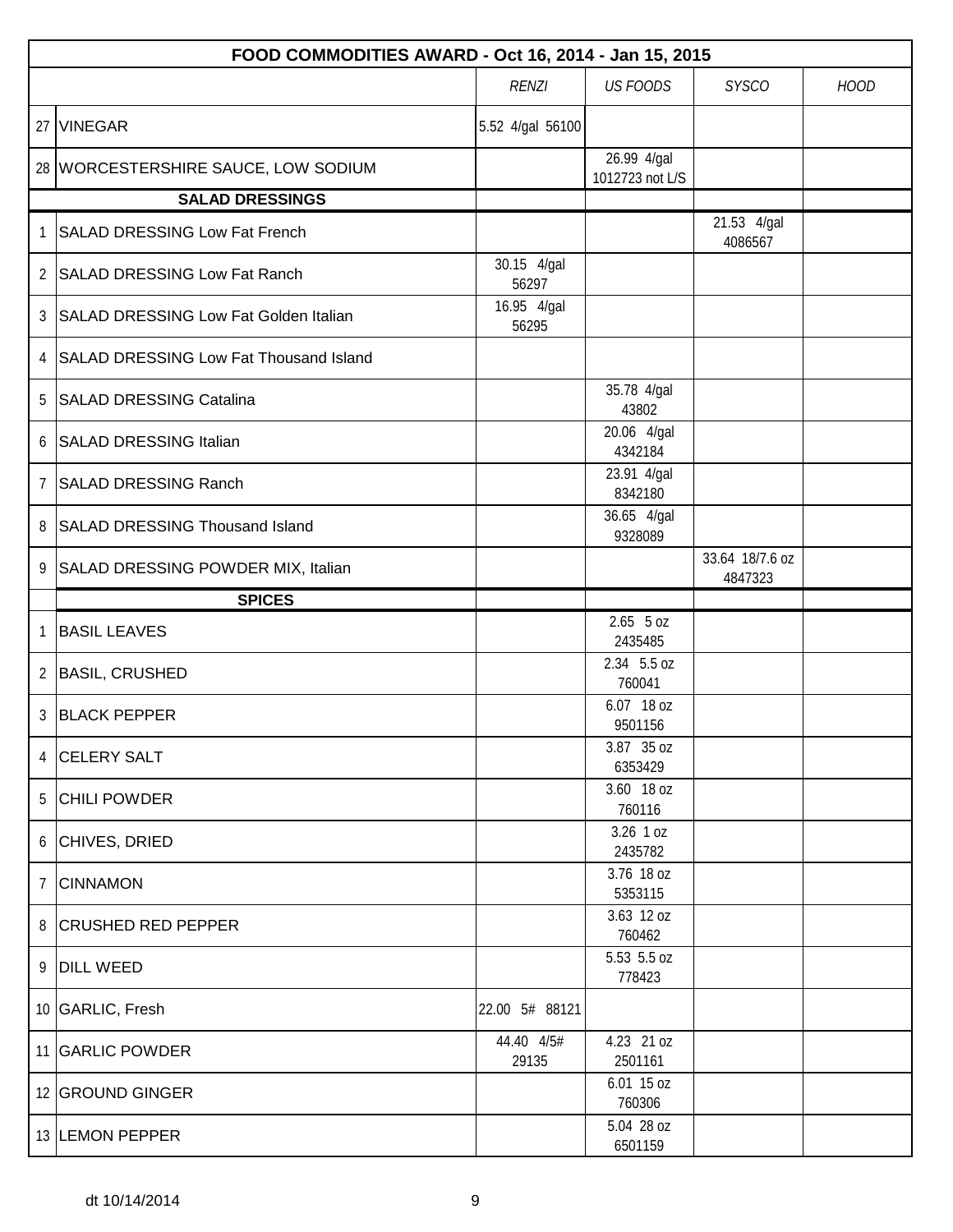| | FOOD COMMODITIES AWARD - Oct 16, 2014 - Jan 15, 2015 | | | | |
|---|---|---|---|---|---|
| | | *RENZI* | *US FOODS* | *SYSCO* | *HOOD* |
| 27 | VINEGAR | 5.52 4/gal 56100 | | | |
| 28 | WORCESTERSHIRE SAUCE, LOW SODIUM | | 26.99 4/gal 1012723 not L/S | | |
| | **SALAD DRESSINGS** | | | | |
| 1 | SALAD DRESSING Low Fat French | | | 21.53 4/gal 4086567 | |
| 2 | SALAD DRESSING Low Fat Ranch | 30.15 4/gal 56297 | | | |
| 3 | SALAD DRESSING Low Fat Golden Italian | 16.95 4/gal 56295 | | | |
| 4 | SALAD DRESSING Low Fat Thousand Island | | | | |
| 5 | SALAD DRESSING Catalina | | 35.78 4/gal 43802 | | |
| 6 | SALAD DRESSING Italian | | 20.06 4/gal 4342184 | | |
| 7 | SALAD DRESSING Ranch | | 23.91 4/gal 8342180 | | |
| 8 | SALAD DRESSING Thousand Island | | 36.65 4/gal 9328089 | | |
| 9 | SALAD DRESSING POWDER MIX, Italian | | | 33.64 18/7.6 oz 4847323 | |
| | **SPICES** | | | | |
| 1 | BASIL LEAVES | | 2.65 5 oz 2435485 | | |
| 2 | BASIL, CRUSHED | | 2.34 5.5 oz 760041 | | |
| 3 | BLACK PEPPER | | 6.07 18 oz 9501156 | | |
| 4 | CELERY SALT | | 3.87 35 oz 6353429 | | |
| 5 | CHILI POWDER | | 3.60 18 oz 760116 | | |
| 6 | CHIVES, DRIED | | 3.26 1 oz 2435782 | | |
| 7 | CINNAMON | | 3.76 18 oz 5353115 | | |
| 8 | CRUSHED RED PEPPER | | 3.63 12 oz 760462 | | |
| 9 | DILL WEED | | 5.53 5.5 oz 778423 | | |
| 10 | GARLIC, Fresh | 22.00 5# 88121 | | | |
| 11 | GARLIC POWDER | 44.40 4/5# 29135 | 4.23 21 oz 2501161 | | |
| 12 | GROUND GINGER | | 6.01 15 oz 760306 | | |
| 13 | LEMON PEPPER | | 5.04 28 oz 6501159 | | |

dt 10/14/2014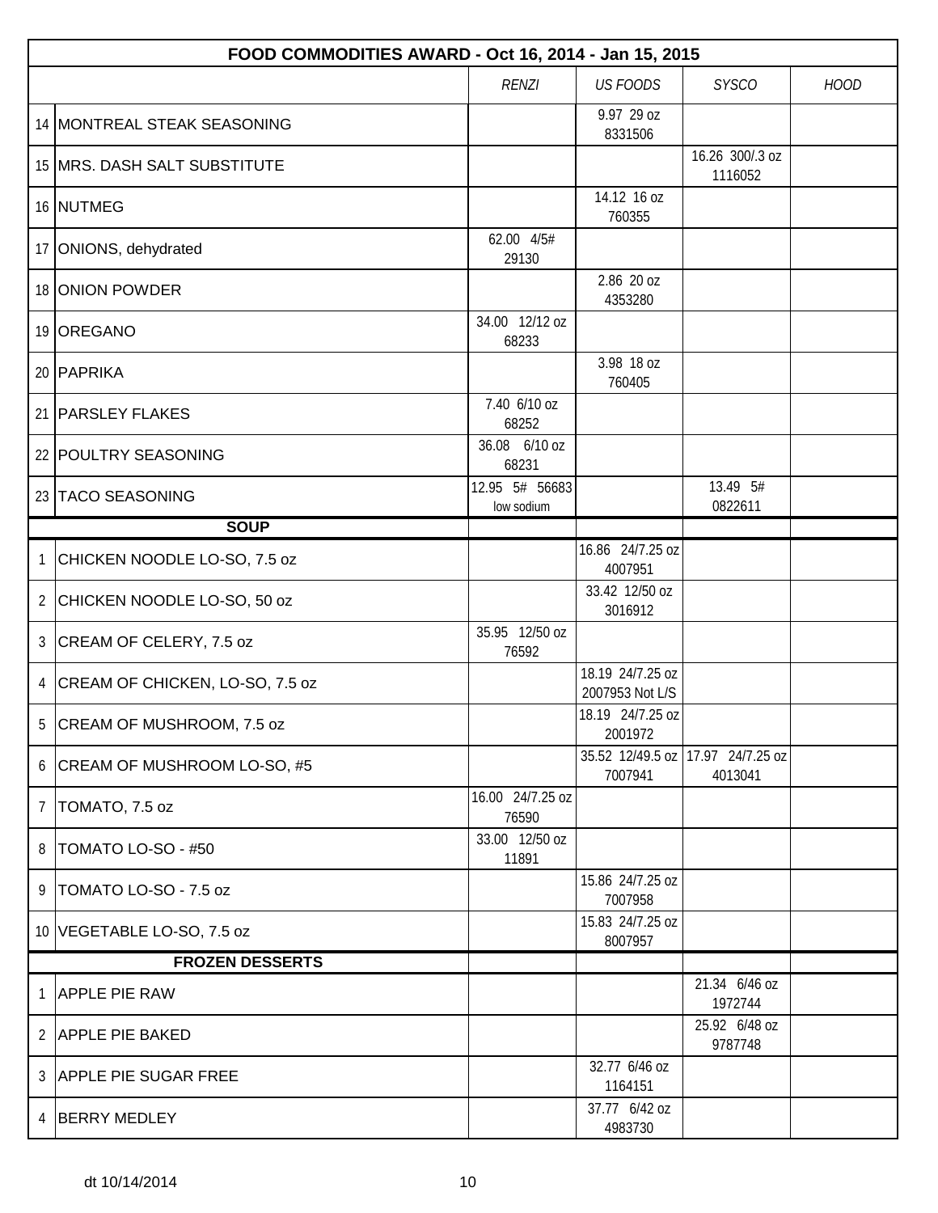| FOOD COMMODITIES AWARD - Oct 16, 2014 - Jan 15, 2015 | | | | | |
|---|---|---|---|---|---|
| | | *RENZI* | *US FOODS* | *SYSCO* | *HOOD* |
| 14 | MONTREAL STEAK SEASONING | | 9.97 29 oz 8331506 | | |
| 15 | MRS. DASH SALT SUBSTITUTE | | | 16.26 300/.3 oz 1116052 | |
| 16 | NUTMEG | | 14.12 16 oz 760355 | | |
| 17 | ONIONS, dehydrated | 62.00 4/5# 29130 | | | |
| 18 | ONION POWDER | | 2.86 20 oz 4353280 | | |
| 19 | OREGANO | 34.00 12/12 oz 68233 | | | |
| 20 | PAPRIKA | | 3.98 18 oz 760405 | | |
| 21 | PARSLEY FLAKES | 7.40 6/10 oz 68252 | | | |
| 22 | POULTRY SEASONING | 36.08 6/10 oz 68231 | | | |
| 23 | TACO SEASONING | 12.95 5# 56683 low sodium | | 13.49 5# 0822611 | |
| | **SOUP** | | | | |
| 1 | CHICKEN NOODLE LO-SO, 7.5 oz | | 16.86 24/7.25 oz 4007951 | | |
| 2 | CHICKEN NOODLE LO-SO, 50 oz | | 33.42 12/50 oz 3016912 | | |
| 3 | CREAM OF CELERY, 7.5 oz | 35.95 12/50 oz 76592 | | | |
| 4 | CREAM OF CHICKEN, LO-SO, 7.5 oz | | 18.19 24/7.25 oz 2007953 Not L/S | | |
| 5 | CREAM OF MUSHROOM, 7.5 oz | | 18.19 24/7.25 oz 2001972 | | |
| 6 | CREAM OF MUSHROOM LO-SO, #5 | | 35.52 12/49.5 oz 7007941 | 17.97 24/7.25 oz 4013041 | |
| 7 | TOMATO, 7.5 oz | 16.00 24/7.25 oz 76590 | | | |
| 8 | TOMATO LO-SO - #50 | 33.00 12/50 oz 11891 | | | |
| 9 | TOMATO LO-SO - 7.5 oz | | 15.86 24/7.25 oz 7007958 | | |
| 10 | VEGETABLE LO-SO, 7.5 oz | | 15.83 24/7.25 oz 8007957 | | |
| | **FROZEN DESSERTS** | | | | |
| 1 | APPLE PIE RAW | | | 21.34 6/46 oz 1972744 | |
| 2 | APPLE PIE BAKED | | | 25.92 6/48 oz 9787748 | |
| 3 | APPLE PIE SUGAR FREE | | 32.77 6/46 oz 1164151 | | |
| 4 | BERRY MEDLEY | | 37.77 6/42 oz 4983730 | | |

dt 10/14/2014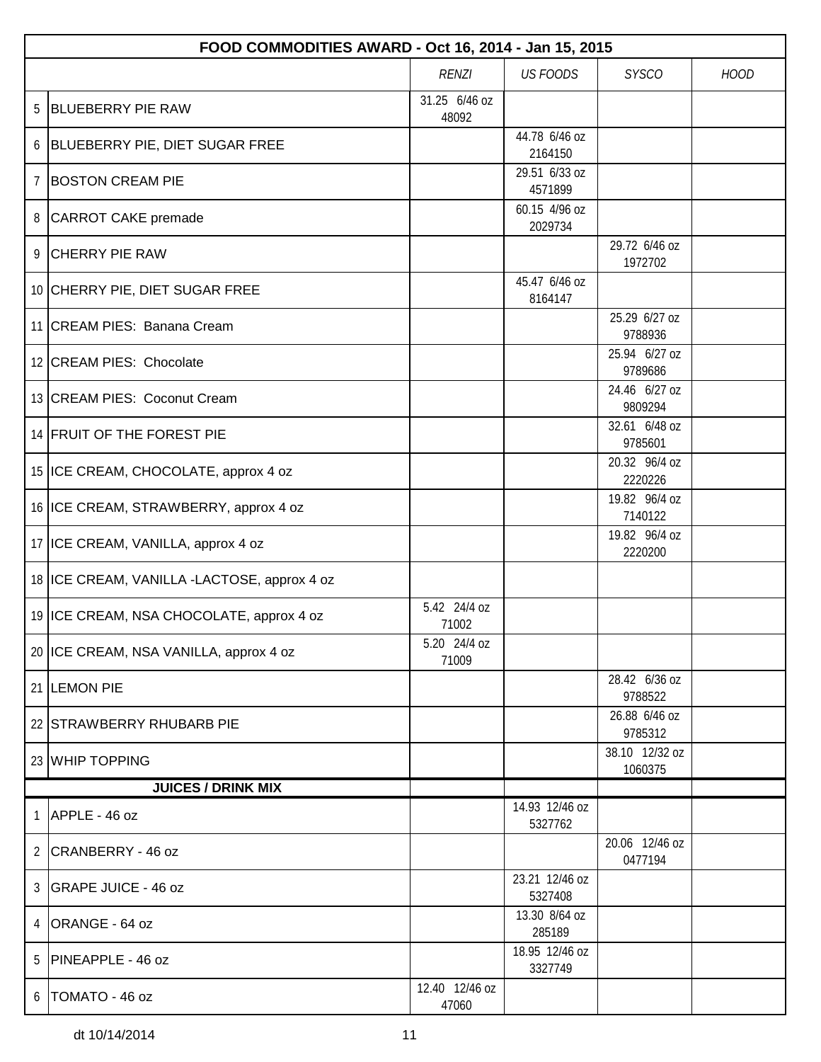| | FOOD COMMODITIES AWARD - Oct 16, 2014 - Jan 15, 2015 | | | | |
|---|---|---|---|---|---|
| | | *RENZI* | *US FOODS* | *SYSCO* | *HOOD* |
| 5 | BLUEBERRY PIE RAW | 31.25 6/46 oz 48092 | | | |
| 6 | BLUEBERRY PIE, DIET SUGAR FREE | | 44.78 6/46 oz 2164150 | | |
| 7 | BOSTON CREAM PIE | | 29.51 6/33 oz 4571899 | | |
| 8 | CARROT CAKE premade | | 60.15 4/96 oz 2029734 | | |
| 9 | CHERRY PIE RAW | | | 29.72 6/46 oz 1972702 | |
| 10 | CHERRY PIE, DIET SUGAR FREE | | 45.47 6/46 oz 8164147 | | |
| 11 | CREAM PIES: Banana Cream | | | 25.29 6/27 oz 9788936 | |
| 12 | CREAM PIES: Chocolate | | | 25.94 6/27 oz 9789686 | |
| 13 | CREAM PIES: Coconut Cream | | | 24.46 6/27 oz 9809294 | |
| 14 | FRUIT OF THE FOREST PIE | | | 32.61 6/48 oz 9785601 | |
| 15 | ICE CREAM, CHOCOLATE, approx 4 oz | | | 20.32 96/4 oz 2220226 | |
| 16 | ICE CREAM, STRAWBERRY, approx 4 oz | | | 19.82 96/4 oz 7140122 | |
| 17 | ICE CREAM, VANILLA, approx 4 oz | | | 19.82 96/4 oz 2220200 | |
| 18 | ICE CREAM, VANILLA -LACTOSE, approx 4 oz | | | | |
| 19 | ICE CREAM, NSA CHOCOLATE, approx 4 oz | 5.42 24/4 oz 71002 | | | |
| 20 | ICE CREAM, NSA VANILLA, approx 4 oz | 5.20 24/4 oz 71009 | | | |
| 21 | LEMON PIE | | | 28.42 6/36 oz 9788522 | |
| 22 | STRAWBERRY RHUBARB PIE | | | 26.88 6/46 oz 9785312 | |
| 23 | WHIP TOPPING | | | 38.10 12/32 oz 1060375 | |
| | **JUICES / DRINK MIX** | | | | |
| 1 | APPLE - 46 oz | | 14.93 12/46 oz 5327762 | | |
| 2 | CRANBERRY - 46 oz | | | 20.06 12/46 oz 0477194 | |
| 3 | GRAPE JUICE - 46 oz | | 23.21 12/46 oz 5327408 | | |
| 4 | ORANGE - 64 oz | | 13.30 8/64 oz 285189 | | |
| 5 | PINEAPPLE - 46 oz | | 18.95 12/46 oz 3327749 | | |
| 6 | TOMATO - 46 oz | 12.40 12/46 oz 47060 | | | |

dt 10/14/2014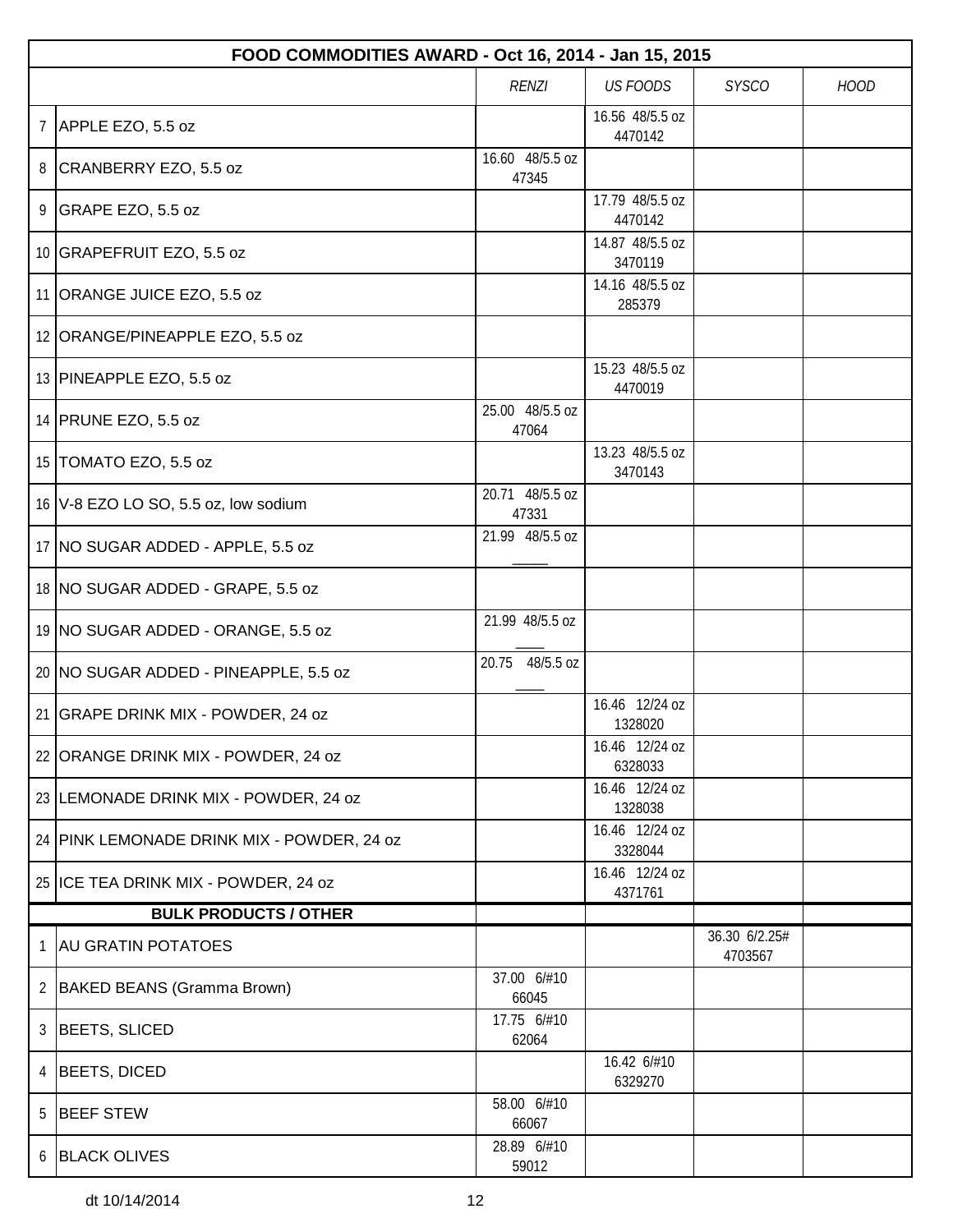| | FOOD COMMODITIES AWARD - Oct 16, 2014 - Jan 15, 2015 | | | | |
|---|---|---|---|---|---|
| | | *RENZI* | *US FOODS* | *SYSCO* | *HOOD* |
| 7 | APPLE EZO, 5.5 oz | | 16.56 48/5.5 oz 4470142 | | |
| 8 | CRANBERRY EZO, 5.5 oz | 16.60 48/5.5 oz 47345 | | | |
| 9 | GRAPE EZO, 5.5 oz | | 17.79 48/5.5 oz 4470142 | | |
| 10 | GRAPEFRUIT EZO, 5.5 oz | | 14.87 48/5.5 oz 3470119 | | |
| 11 | ORANGE JUICE EZO, 5.5 oz | | 14.16 48/5.5 oz 285379 | | |
| 12 | ORANGE/PINEAPPLE EZO, 5.5 oz | | | | |
| 13 | PINEAPPLE EZO, 5.5 oz | | 15.23 48/5.5 oz 4470019 | | |
| 14 | PRUNE EZO, 5.5 oz | 25.00 48/5.5 oz 47064 | | | |
| 15 | TOMATO EZO, 5.5 oz | | 13.23 48/5.5 oz 3470143 | | |
| 16 | V-8 EZO LO SO, 5.5 oz, low sodium | 20.71 48/5.5 oz 47331 | | | |
| 17 | NO SUGAR ADDED - APPLE, 5.5 oz | 21.99 48/5.5 oz _____ | | | |
| 18 | NO SUGAR ADDED - GRAPE, 5.5 oz | | | | |
| 19 | NO SUGAR ADDED - ORANGE, 5.5 oz | 21.99 48/5.5 oz ____ | | | |
| 20 | NO SUGAR ADDED - PINEAPPLE, 5.5 oz | 20.75 48/5.5 oz ____ | | | |
| 21 | GRAPE DRINK MIX - POWDER, 24 oz | | 16.46 12/24 oz 1328020 | | |
| 22 | ORANGE DRINK MIX - POWDER, 24 oz | | 16.46 12/24 oz 6328033 | | |
| 23 | LEMONADE DRINK MIX - POWDER, 24 oz | | 16.46 12/24 oz 1328038 | | |
| 24 | PINK LEMONADE DRINK MIX - POWDER, 24 oz | | 16.46 12/24 oz 3328044 | | |
| 25 | ICE TEA DRINK MIX - POWDER, 24 oz | | 16.46 12/24 oz 4371761 | | |
| | **BULK PRODUCTS / OTHER** | | | | |
| 1 | AU GRATIN POTATOES | | | 36.30 6/2.25# 4703567 | |
| 2 | BAKED BEANS (Gramma Brown) | 37.00 6/#10 66045 | | | |
| 3 | BEETS, SLICED | 17.75 6/#10 62064 | | | |
| 4 | BEETS, DICED | | 16.42 6/#10 6329270 | | |
| 5 | BEEF STEW | 58.00 6/#10 66067 | | | |
| 6 | BLACK OLIVES | 28.89 6/#10 59012 | | | |

dt 10/14/2014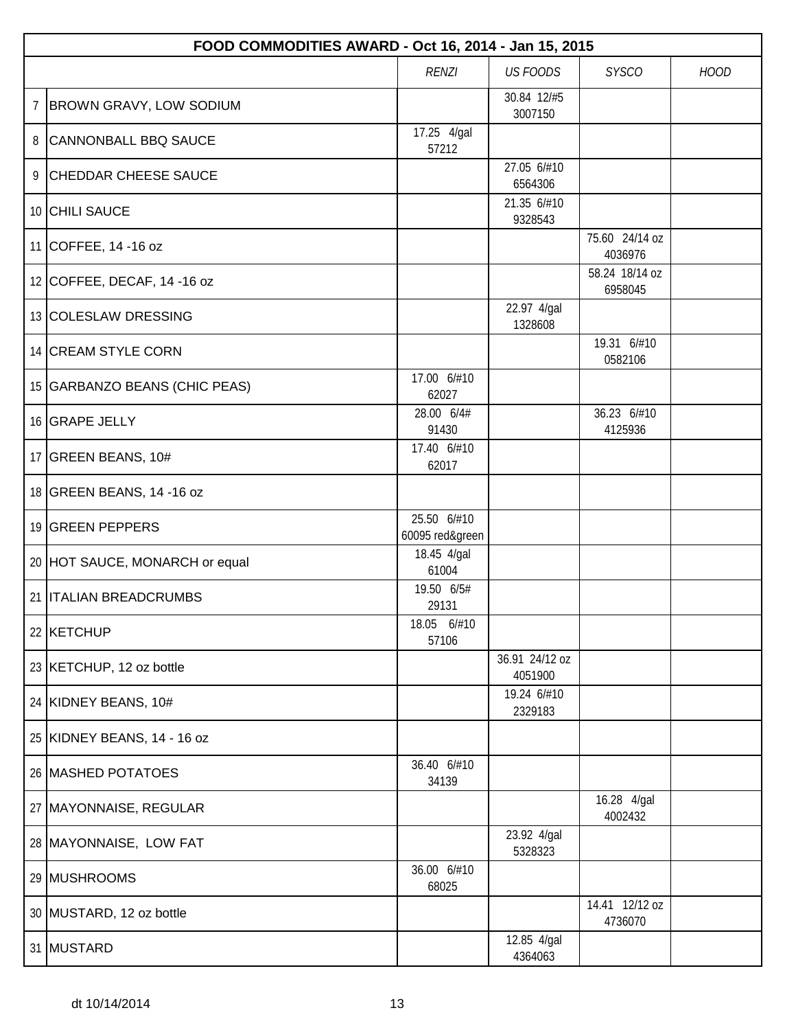| FOOD COMMODITIES AWARD - Oct 16, 2014 - Jan 15, 2015 | | | | | |
|---|---|---|---|---|---|
| | | *RENZI* | *US FOODS* | *SYSCO* | *HOOD* |
| 7 | BROWN GRAVY, LOW SODIUM | | 30.84 12/#5 3007150 | | |
| 8 | CANNONBALL BBQ SAUCE | 17.25 4/gal 57212 | | | |
| 9 | CHEDDAR CHEESE SAUCE | | 27.05 6/#10 6564306 | | |
| 10 | CHILI SAUCE | | 21.35 6/#10 9328543 | | |
| 11 | COFFEE, 14 -16 oz | | | 75.60 24/14 oz 4036976 | |
| 12 | COFFEE, DECAF, 14 -16 oz | | | 58.24 18/14 oz 6958045 | |
| 13 | COLESLAW DRESSING | | 22.97 4/gal 1328608 | | |
| 14 | CREAM STYLE CORN | | | 19.31 6/#10 0582106 | |
| 15 | GARBANZO BEANS (CHIC PEAS) | 17.00 6/#10 62027 | | | |
| 16 | GRAPE JELLY | 28.00 6/4# 91430 | | 36.23 6/#10 4125936 | |
| 17 | GREEN BEANS, 10# | 17.40 6/#10 62017 | | | |
| 18 | GREEN BEANS, 14 -16 oz | | | | |
| 19 | GREEN PEPPERS | 25.50 6/#10 60095 red&green | | | |
| 20 | HOT SAUCE, MONARCH or equal | 18.45 4/gal 61004 | | | |
| 21 | ITALIAN BREADCRUMBS | 19.50 6/5# 29131 | | | |
| 22 | KETCHUP | 18.05 6/#10 57106 | | | |
| 23 | KETCHUP, 12 oz bottle | | 36.91 24/12 oz 4051900 | | |
| 24 | KIDNEY BEANS, 10# | | 19.24 6/#10 2329183 | | |
| 25 | KIDNEY BEANS, 14 - 16 oz | | | | |
| 26 | MASHED POTATOES | 36.40 6/#10 34139 | | | |
| 27 | MAYONNAISE, REGULAR | | | 16.28 4/gal 4002432 | |
| 28 | MAYONNAISE, LOW FAT | | 23.92 4/gal 5328323 | | |
| 29 | MUSHROOMS | 36.00 6/#10 68025 | | | |
| 30 | MUSTARD, 12 oz bottle | | | 14.41 12/12 oz 4736070 | |
| 31 | MUSTARD | | 12.85 4/gal 4364063 | | |

dt 10/14/2014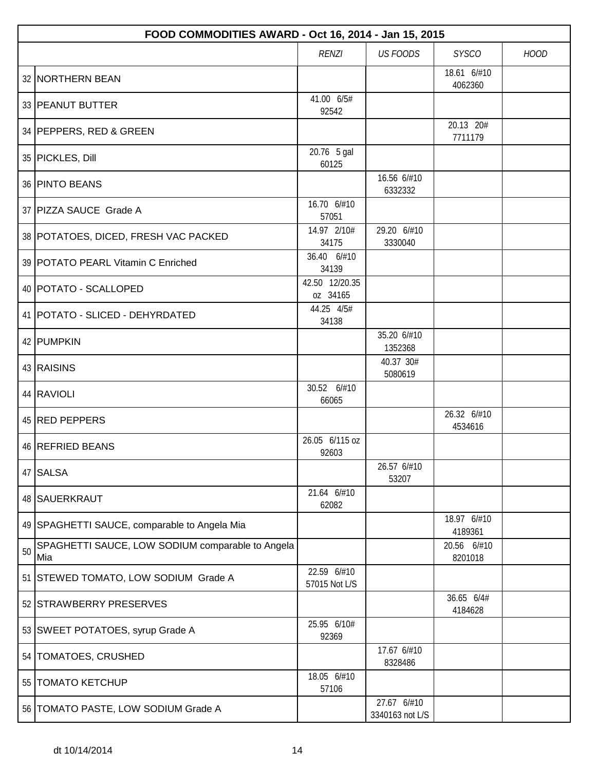| FOOD COMMODITIES AWARD - Oct 16, 2014 - Jan 15, 2015 | | | | | |
|---|---|---|---|---|---|
| | | *RENZI* | *US FOODS* | *SYSCO* | *HOOD* |
| 32 | NORTHERN BEAN | | | 18.61 6/#10 4062360 | |
| 33 | PEANUT BUTTER | 41.00 6/5# 92542 | | | |
| 34 | PEPPERS, RED & GREEN | | | 20.13 20# 7711179 | |
| 35 | PICKLES, Dill | 20.76 5 gal 60125 | | | |
| 36 | PINTO BEANS | | 16.56 6/#10 6332332 | | |
| 37 | PIZZA SAUCE Grade A | 16.70 6/#10 57051 | | | |
| 38 | POTATOES, DICED, FRESH VAC PACKED | 14.97 2/10# 34175 | 29.20 6/#10 3330040 | | |
| 39 | POTATO PEARL Vitamin C Enriched | 36.40 6/#10 34139 | | | |
| 40 | POTATO - SCALLOPED | 42.50 12/20.35 oz 34165 | | | |
| 41 | POTATO - SLICED - DEHYRDATED | 44.25 4/5# 34138 | | | |
| 42 | PUMPKIN | | 35.20 6/#10 1352368 | | |
| 43 | RAISINS | | 40.37 30# 5080619 | | |
| 44 | RAVIOLI | 30.52 6/#10 66065 | | | |
| 45 | RED PEPPERS | | | 26.32 6/#10 4534616 | |
| 46 | REFRIED BEANS | 26.05 6/115 oz 92603 | | | |
| 47 | SALSA | | 26.57 6/#10 53207 | | |
| 48 | SAUERKRAUT | 21.64 6/#10 62082 | | | |
| 49 | SPAGHETTI SAUCE, comparable to Angela Mia | | | 18.97 6/#10 4189361 | |
| 50 | SPAGHETTI SAUCE, LOW SODIUM comparable to Angela Mia | | | 20.56 6/#10 8201018 | |
| 51 | STEWED TOMATO, LOW SODIUM Grade A | 22.59 6/#10 57015 Not L/S | | | |
| 52 | STRAWBERRY PRESERVES | | | 36.65 6/4# 4184628 | |
| 53 | SWEET POTATOES, syrup Grade A | 25.95 6/10# 92369 | | | |
| 54 | TOMATOES, CRUSHED | | 17.67 6/#10 8328486 | | |
| 55 | TOMATO KETCHUP | 18.05 6/#10 57106 | | | |
| 56 | TOMATO PASTE, LOW SODIUM Grade A | | 27.67 6/#10 3340163 not L/S | | |

dt 10/14/2014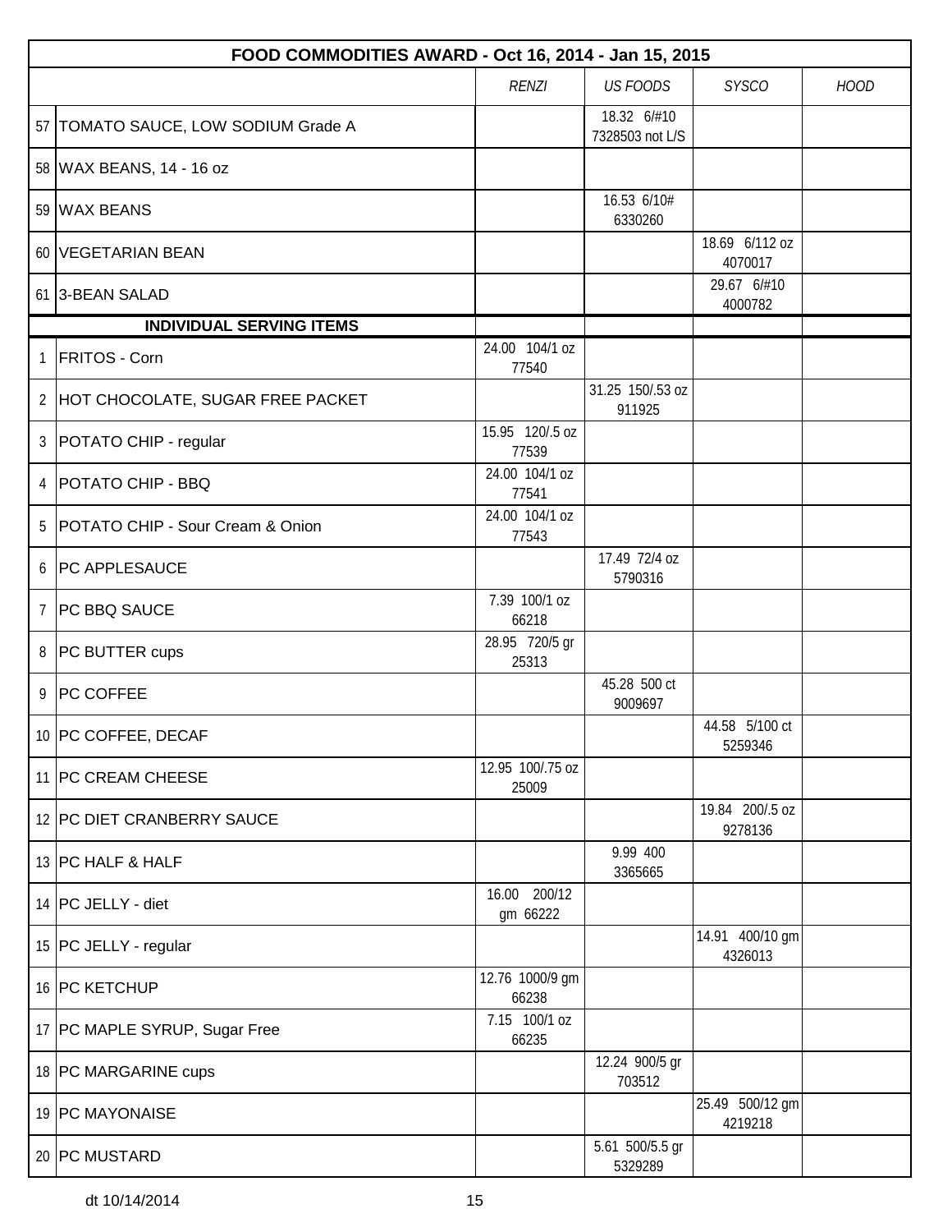| | FOOD COMMODITIES AWARD - Oct 16, 2014 - Jan 15, 2015 | | | | |
|---|---|---|---|---|---|
| | | *RENZI* | *US FOODS* | *SYSCO* | *HOOD* |
| 57 | TOMATO SAUCE, LOW SODIUM Grade A | | 18.32 6/#10 7328503 not L/S | | |
| 58 | WAX BEANS, 14 - 16 oz | | | | |
| 59 | WAX BEANS | | 16.53 6/10# 6330260 | | |
| 60 | VEGETARIAN BEAN | | | 18.69 6/112 oz 4070017 | |
| 61 | 3-BEAN SALAD | | | 29.67 6/#10 4000782 | |
| | **INDIVIDUAL SERVING ITEMS** | | | | |
| 1 | FRITOS - Corn | 24.00 104/1 oz 77540 | | | |
| 2 | HOT CHOCOLATE, SUGAR FREE PACKET | | 31.25 150/.53 oz 911925 | | |
| 3 | POTATO CHIP - regular | 15.95 120/.5 oz 77539 | | | |
| 4 | POTATO CHIP - BBQ | 24.00 104/1 oz 77541 | | | |
| 5 | POTATO CHIP - Sour Cream & Onion | 24.00 104/1 oz 77543 | | | |
| 6 | PC APPLESAUCE | | 17.49 72/4 oz 5790316 | | |
| 7 | PC BBQ SAUCE | 7.39 100/1 oz 66218 | | | |
| 8 | PC BUTTER cups | 28.95 720/5 gr 25313 | | | |
| 9 | PC COFFEE | | 45.28 500 ct 9009697 | | |
| 10 | PC COFFEE, DECAF | | | 44.58 5/100 ct 5259346 | |
| 11 | PC CREAM CHEESE | 12.95 100/.75 oz 25009 | | | |
| 12 | PC DIET CRANBERRY SAUCE | | | 19.84 200/.5 oz 9278136 | |
| 13 | PC HALF & HALF | | 9.99 400 3365665 | | |
| 14 | PC JELLY - diet | 16.00 200/12 gm 66222 | | | |
| 15 | PC JELLY - regular | | | 14.91 400/10 gm 4326013 | |
| 16 | PC KETCHUP | 12.76 1000/9 gm 66238 | | | |
| 17 | PC MAPLE SYRUP, Sugar Free | 7.15 100/1 oz 66235 | | | |
| 18 | PC MARGARINE cups | | 12.24 900/5 gr 703512 | | |
| 19 | PC MAYONAISE | | | 25.49 500/12 gm 4219218 | |
| 20 | PC MUSTARD | | 5.61 500/5.5 gr 5329289 | | |

dt 10/14/2014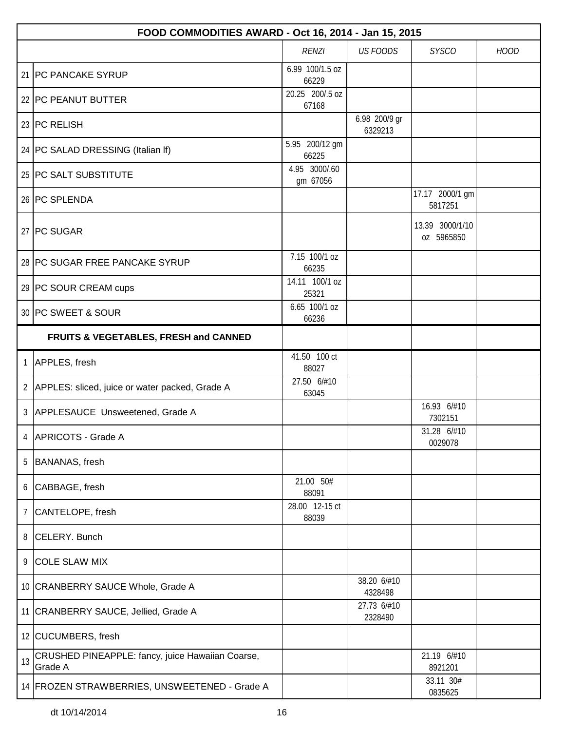| | FOOD COMMODITIES AWARD - Oct 16, 2014 - Jan 15, 2015 | | | | |
|---|---|---|---|---|---|
| | | *RENZI* | *US FOODS* | *SYSCO* | *HOOD* |
| 21 | PC PANCAKE SYRUP | 6.99 100/1.5 oz 66229 | | | |
| 22 | PC PEANUT BUTTER | 20.25 200/.5 oz 67168 | | | |
| 23 | PC RELISH | | 6.98 200/9 gr 6329213 | | |
| 24 | PC SALAD DRESSING (Italian lf) | 5.95 200/12 gm 66225 | | | |
| 25 | PC SALT SUBSTITUTE | 4.95 3000/.60 gm 67056 | | | |
| 26 | PC SPLENDA | | | 17.17 2000/1 gm 5817251 | |
| 27 | PC SUGAR | | | 13.39 3000/1/10 oz 5965850 | |
| 28 | PC SUGAR FREE PANCAKE SYRUP | 7.15 100/1 oz 66235 | | | |
| 29 | PC SOUR CREAM cups | 14.11 100/1 oz 25321 | | | |
| 30 | PC SWEET & SOUR | 6.65 100/1 oz 66236 | | | |
| | **FRUITS & VEGETABLES, FRESH and CANNED** | | | | |
| 1 | APPLES, fresh | 41.50 100 ct 88027 | | | |
| 2 | APPLES: sliced, juice or water packed, Grade A | 27.50 6/#10 63045 | | | |
| 3 | APPLESAUCE Unsweetened, Grade A | | | 16.93 6/#10 7302151 | |
| 4 | APRICOTS - Grade A | | | 31.28 6/#10 0029078 | |
| 5 | BANANAS, fresh | | | | |
| 6 | CABBAGE, fresh | 21.00 50# 88091 | | | |
| 7 | CANTELOPE, fresh | 28.00 12-15 ct 88039 | | | |
| 8 | CELERY. Bunch | | | | |
| 9 | COLE SLAW MIX | | | | |
| 10 | CRANBERRY SAUCE Whole, Grade A | | 38.20 6/#10 4328498 | | |
| 11 | CRANBERRY SAUCE, Jellied, Grade A | | 27.73 6/#10 2328490 | | |
| 12 | CUCUMBERS, fresh | | | | |
| 13 | CRUSHED PINEAPPLE: fancy, juice Hawaiian Coarse, Grade A | | | 21.19 6/#10 8921201 | |
| 14 | FROZEN STRAWBERRIES, UNSWEETENED - Grade A | | | 33.11 30# 0835625 | |

dt 10/14/2014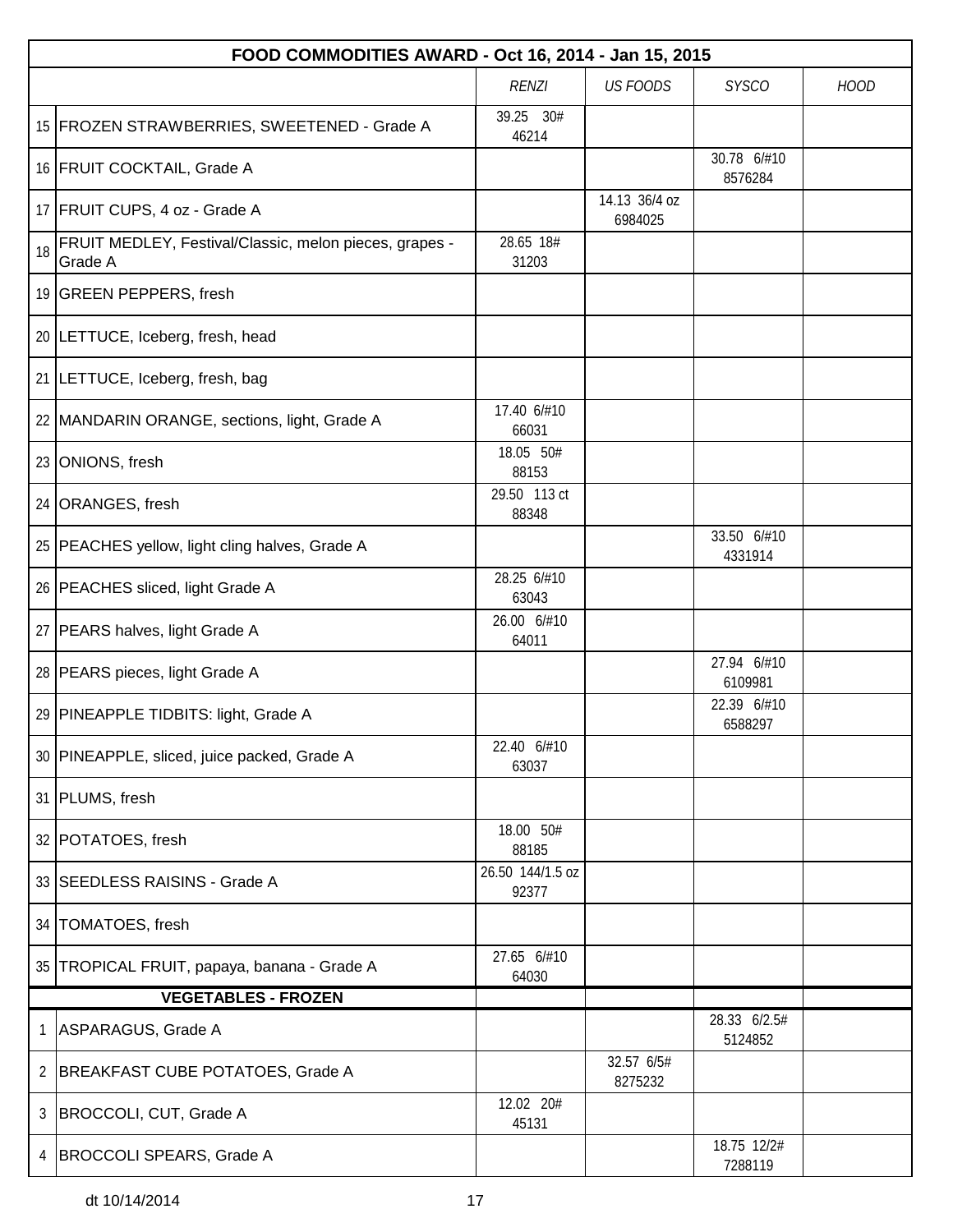| FOOD COMMODITIES AWARD - Oct 16, 2014 - Jan 15, 2015 | | | | | |
|---|---|---|---|---|---|
| | | *RENZI* | *US FOODS* | *SYSCO* | *HOOD* |
| 15 | FROZEN STRAWBERRIES, SWEETENED - Grade A | 39.25 30# 46214 | | | |
| 16 | FRUIT COCKTAIL, Grade A | | | 30.78 6/#10 8576284 | |
| 17 | FRUIT CUPS, 4 oz - Grade A | | 14.13 36/4 oz 6984025 | | |
| 18 | FRUIT MEDLEY, Festival/Classic, melon pieces, grapes - Grade A | 28.65 18# 31203 | | | |
| 19 | GREEN PEPPERS, fresh | | | | |
| 20 | LETTUCE, Iceberg, fresh, head | | | | |
| 21 | LETTUCE, Iceberg, fresh, bag | | | | |
| 22 | MANDARIN ORANGE, sections, light, Grade A | 17.40 6/#10 66031 | | | |
| 23 | ONIONS, fresh | 18.05 50# 88153 | | | |
| 24 | ORANGES, fresh | 29.50 113 ct 88348 | | | |
| 25 | PEACHES yellow, light cling halves, Grade A | | | 33.50 6/#10 4331914 | |
| 26 | PEACHES sliced, light Grade A | 28.25 6/#10 63043 | | | |
| 27 | PEARS halves, light Grade A | 26.00 6/#10 64011 | | | |
| 28 | PEARS pieces, light Grade A | | | 27.94 6/#10 6109981 | |
| 29 | PINEAPPLE TIDBITS: light, Grade A | | | 22.39 6/#10 6588297 | |
| 30 | PINEAPPLE, sliced, juice packed, Grade A | 22.40 6/#10 63037 | | | |
| 31 | PLUMS, fresh | | | | |
| 32 | POTATOES, fresh | 18.00 50# 88185 | | | |
| 33 | SEEDLESS RAISINS - Grade A | 26.50 144/1.5 oz 92377 | | | |
| 34 | TOMATOES, fresh | | | | |
| 35 | TROPICAL FRUIT, papaya, banana - Grade A | 27.65 6/#10 64030 | | | |
| | **VEGETABLES - FROZEN** | | | | |
| 1 | ASPARAGUS, Grade A | | | 28.33 6/2.5# 5124852 | |
| 2 | BREAKFAST CUBE POTATOES, Grade A | | 32.57 6/5# 8275232 | | |
| 3 | BROCCOLI, CUT, Grade A | 12.02 20# 45131 | | | |
| 4 | BROCCOLI SPEARS, Grade A | | | 18.75 12/2# 7288119 | |

dt 10/14/2014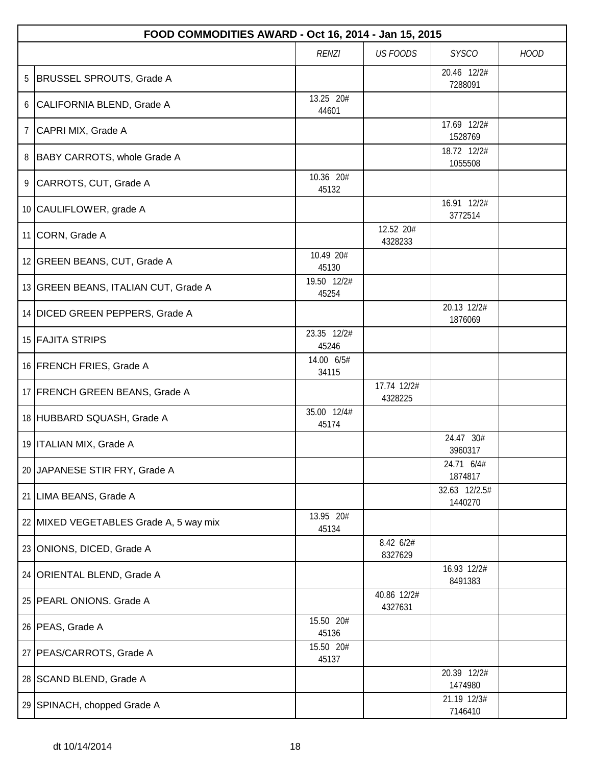| FOOD COMMODITIES AWARD - Oct 16, 2014 - Jan 15, 2015 | | | | | |
|---|---|---|---|---|---|
| | | *RENZI* | *US FOODS* | *SYSCO* | *HOOD* |
| 5 | BRUSSEL SPROUTS, Grade A | | | 20.46 12/2# 7288091 | |
| 6 | CALIFORNIA BLEND, Grade A | 13.25 20# 44601 | | | |
| 7 | CAPRI MIX, Grade A | | | 17.69 12/2# 1528769 | |
| 8 | BABY CARROTS, whole Grade A | | | 18.72 12/2# 1055508 | |
| 9 | CARROTS, CUT, Grade A | 10.36 20# 45132 | | | |
| 10 | CAULIFLOWER, grade A | | | 16.91 12/2# 3772514 | |
| 11 | CORN, Grade A | | 12.52 20# 4328233 | | |
| 12 | GREEN BEANS, CUT, Grade A | 10.49 20# 45130 | | | |
| 13 | GREEN BEANS, ITALIAN CUT, Grade A | 19.50 12/2# 45254 | | | |
| 14 | DICED GREEN PEPPERS, Grade A | | | 20.13 12/2# 1876069 | |
| 15 | FAJITA STRIPS | 23.35 12/2# 45246 | | | |
| 16 | FRENCH FRIES, Grade A | 14.00 6/5# 34115 | | | |
| 17 | FRENCH GREEN BEANS, Grade A | | 17.74 12/2# 4328225 | | |
| 18 | HUBBARD SQUASH, Grade A | 35.00 12/4# 45174 | | | |
| 19 | ITALIAN MIX, Grade A | | | 24.47 30# 3960317 | |
| 20 | JAPANESE STIR FRY, Grade A | | | 24.71 6/4# 1874817 | |
| 21 | LIMA BEANS, Grade A | | | 32.63 12/2.5# 1440270 | |
| 22 | MIXED VEGETABLES Grade A, 5 way mix | 13.95 20# 45134 | | | |
| 23 | ONIONS, DICED, Grade A | | 8.42 6/2# 8327629 | | |
| 24 | ORIENTAL BLEND, Grade A | | | 16.93 12/2# 8491383 | |
| 25 | PEARL ONIONS. Grade A | | 40.86 12/2# 4327631 | | |
| 26 | PEAS, Grade A | 15.50 20# 45136 | | | |
| 27 | PEAS/CARROTS, Grade A | 15.50 20# 45137 | | | |
| 28 | SCAND BLEND, Grade A | | | 20.39 12/2# 1474980 | |
| 29 | SPINACH, chopped Grade A | | | 21.19 12/3# 7146410 | |

dt 10/14/2014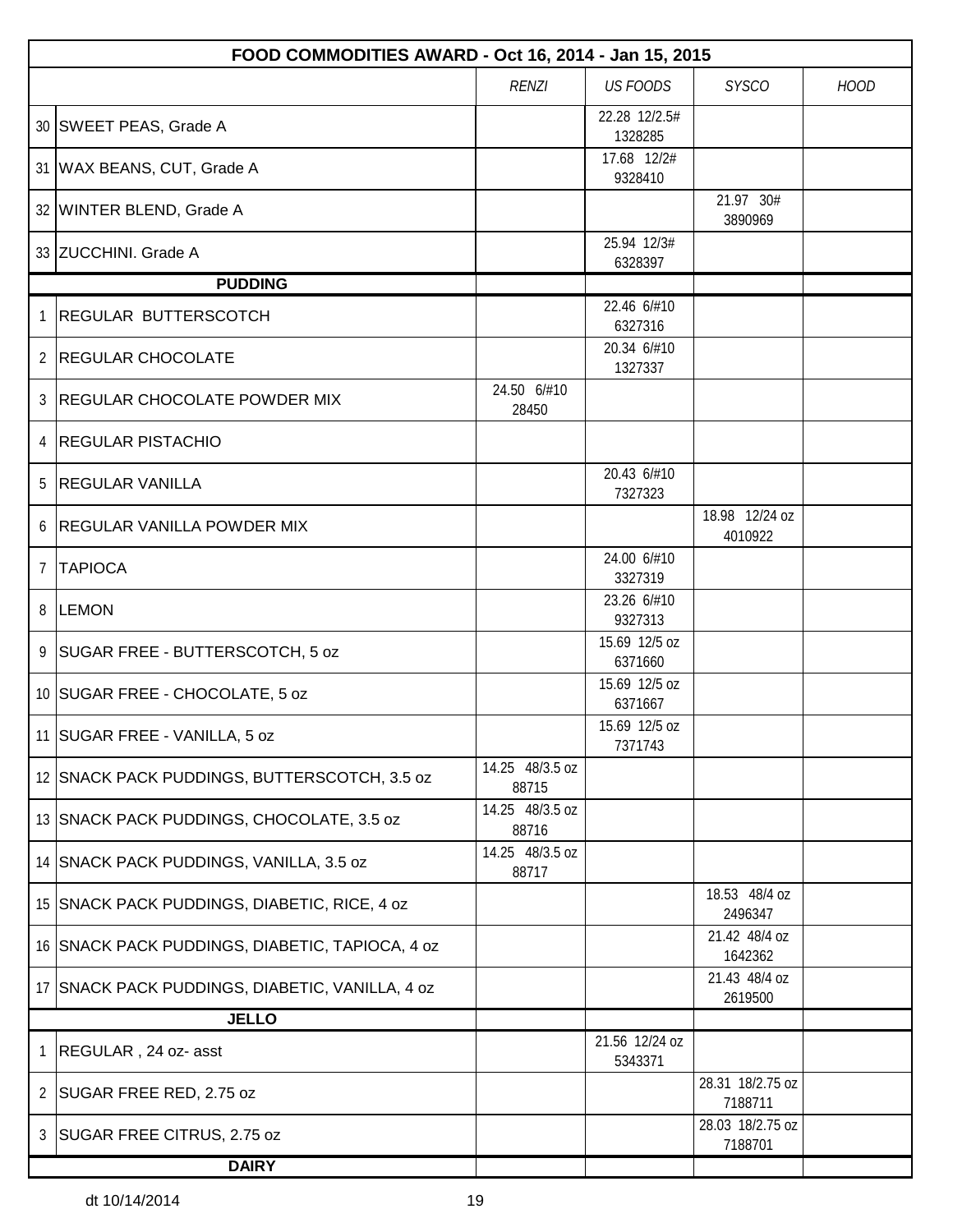| FOOD COMMODITIES AWARD - Oct 16, 2014 - Jan 15, 2015 | | | | | |
|---|---|---|---|---|---|
| | | *RENZI* | *US FOODS* | *SYSCO* | *HOOD* |
| 30 | SWEET PEAS, Grade A | | 22.28 12/2.5# 1328285 | | |
| 31 | WAX BEANS, CUT, Grade A | | 17.68 12/2# 9328410 | | |
| 32 | WINTER BLEND, Grade A | | | 21.97 30# 3890969 | |
| 33 | ZUCCHINI. Grade A | | 25.94 12/3# 6328397 | | |
| | **PUDDING** | | | | |
| 1 | REGULAR BUTTERSCOTCH | | 22.46 6/#10 6327316 | | |
| 2 | REGULAR CHOCOLATE | | 20.34 6/#10 1327337 | | |
| 3 | REGULAR CHOCOLATE POWDER MIX | 24.50 6/#10 28450 | | | |
| 4 | REGULAR PISTACHIO | | | | |
| 5 | REGULAR VANILLA | | 20.43 6/#10 7327323 | | |
| 6 | REGULAR VANILLA POWDER MIX | | | 18.98 12/24 oz 4010922 | |
| 7 | TAPIOCA | | 24.00 6/#10 3327319 | | |
| 8 | LEMON | | 23.26 6/#10 9327313 | | |
| 9 | SUGAR FREE - BUTTERSCOTCH, 5 oz | | 15.69 12/5 oz 6371660 | | |
| 10 | SUGAR FREE - CHOCOLATE, 5 oz | | 15.69 12/5 oz 6371667 | | |
| 11 | SUGAR FREE - VANILLA, 5 oz | | 15.69 12/5 oz 7371743 | | |
| 12 | SNACK PACK PUDDINGS, BUTTERSCOTCH, 3.5 oz | 14.25 48/3.5 oz 88715 | | | |
| 13 | SNACK PACK PUDDINGS, CHOCOLATE, 3.5 oz | 14.25 48/3.5 oz 88716 | | | |
| 14 | SNACK PACK PUDDINGS, VANILLA, 3.5 oz | 14.25 48/3.5 oz 88717 | | | |
| 15 | SNACK PACK PUDDINGS, DIABETIC, RICE, 4 oz | | | 18.53 48/4 oz 2496347 | |
| 16 | SNACK PACK PUDDINGS, DIABETIC, TAPIOCA, 4 oz | | | 21.42 48/4 oz 1642362 | |
| 17 | SNACK PACK PUDDINGS, DIABETIC, VANILLA, 4 oz | | | 21.43 48/4 oz 2619500 | |
| | **JELLO** | | | | |
| 1 | REGULAR , 24 oz- asst | | 21.56 12/24 oz 5343371 | | |
| 2 | SUGAR FREE RED, 2.75 oz | | | 28.31 18/2.75 oz 7188711 | |
| 3 | SUGAR FREE CITRUS, 2.75 oz | | | 28.03 18/2.75 oz 7188701 | |
| | **DAIRY** | | | | |

dt 10/14/2014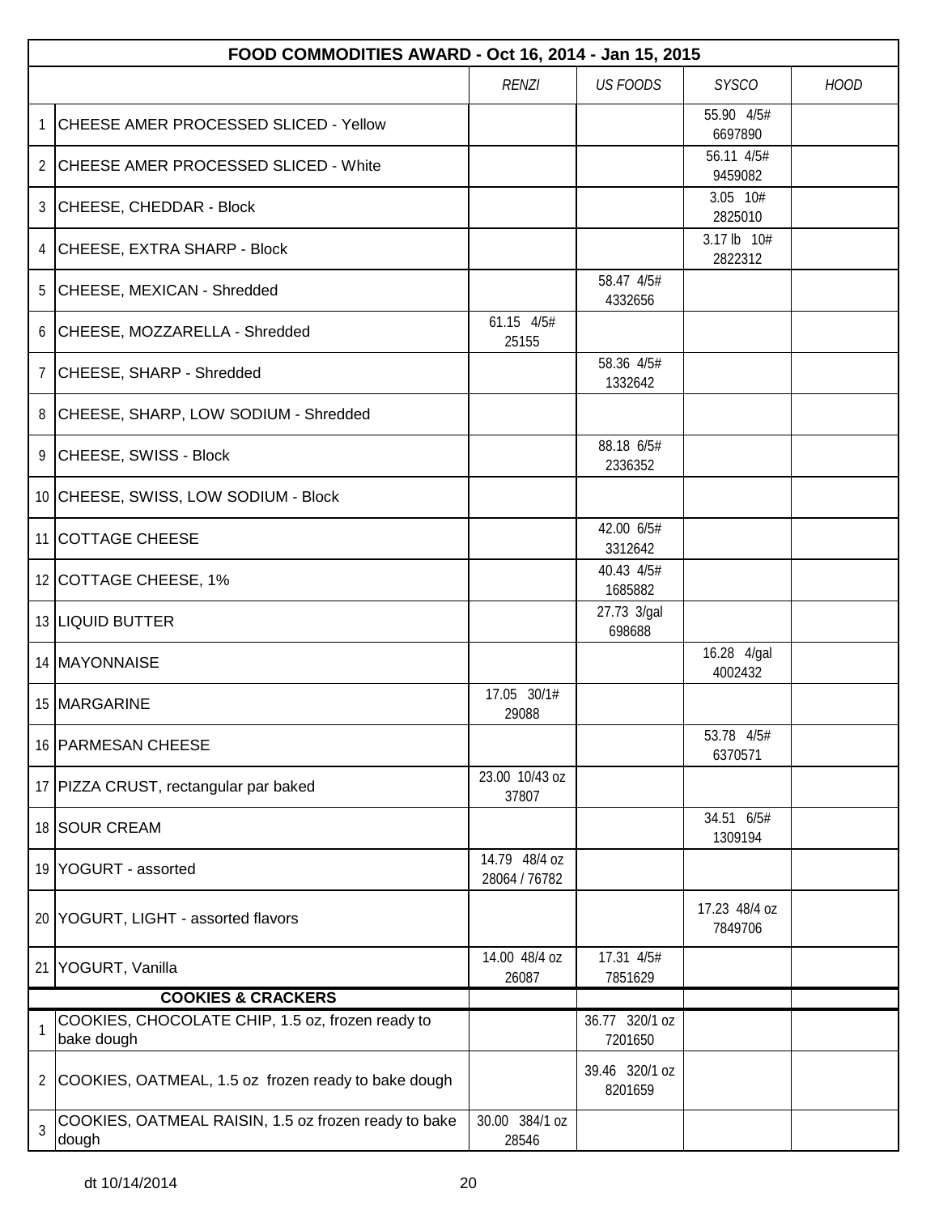| | FOOD COMMODITIES AWARD - Oct 16, 2014 - Jan 15, 2015 | | | | |
|---|---|---|---|---|---|
| | | *RENZI* | *US FOODS* | *SYSCO* | *HOOD* |
| 1 | CHEESE AMER PROCESSED SLICED - Yellow | | | 55.90 4/5# 6697890 | |
| 2 | CHEESE AMER PROCESSED SLICED - White | | | 56.11 4/5# 9459082 | |
| 3 | CHEESE, CHEDDAR - Block | | | 3.05 10# 2825010 | |
| 4 | CHEESE, EXTRA SHARP - Block | | | 3.17 lb 10# 2822312 | |
| 5 | CHEESE, MEXICAN - Shredded | | 58.47 4/5# 4332656 | | |
| 6 | CHEESE, MOZZARELLA - Shredded | 61.15 4/5# 25155 | | | |
| 7 | CHEESE, SHARP - Shredded | | 58.36 4/5# 1332642 | | |
| 8 | CHEESE, SHARP, LOW SODIUM - Shredded | | | | |
| 9 | CHEESE, SWISS - Block | | 88.18 6/5# 2336352 | | |
| 10 | CHEESE, SWISS, LOW SODIUM - Block | | | | |
| 11 | COTTAGE CHEESE | | 42.00 6/5# 3312642 | | |
| 12 | COTTAGE CHEESE, 1% | | 40.43 4/5# 1685882 | | |
| 13 | LIQUID BUTTER | | 27.73 3/gal 698688 | | |
| 14 | MAYONNAISE | | | 16.28 4/gal 4002432 | |
| 15 | MARGARINE | 17.05 30/1# 29088 | | | |
| 16 | PARMESAN CHEESE | | | 53.78 4/5# 6370571 | |
| 17 | PIZZA CRUST, rectangular par baked | 23.00 10/43 oz 37807 | | | |
| 18 | SOUR CREAM | | | 34.51 6/5# 1309194 | |
| 19 | YOGURT - assorted | 14.79 48/4 oz 28064 / 76782 | | | |
| 20 | YOGURT, LIGHT - assorted flavors | | | 17.23 48/4 oz 7849706 | |
| 21 | YOGURT, Vanilla | 14.00 48/4 oz 26087 | 17.31 4/5# 7851629 | | |
| | **COOKIES & CRACKERS** | | | | |
| 1 | COOKIES, CHOCOLATE CHIP, 1.5 oz, frozen ready to bake dough | | 36.77 320/1 oz 7201650 | | |
| 2 | COOKIES, OATMEAL, 1.5 oz frozen ready to bake dough | | 39.46 320/1 oz 8201659 | | |
| 3 | COOKIES, OATMEAL RAISIN, 1.5 oz frozen ready to bake dough | 30.00 384/1 oz 28546 | | | |

dt 10/14/2014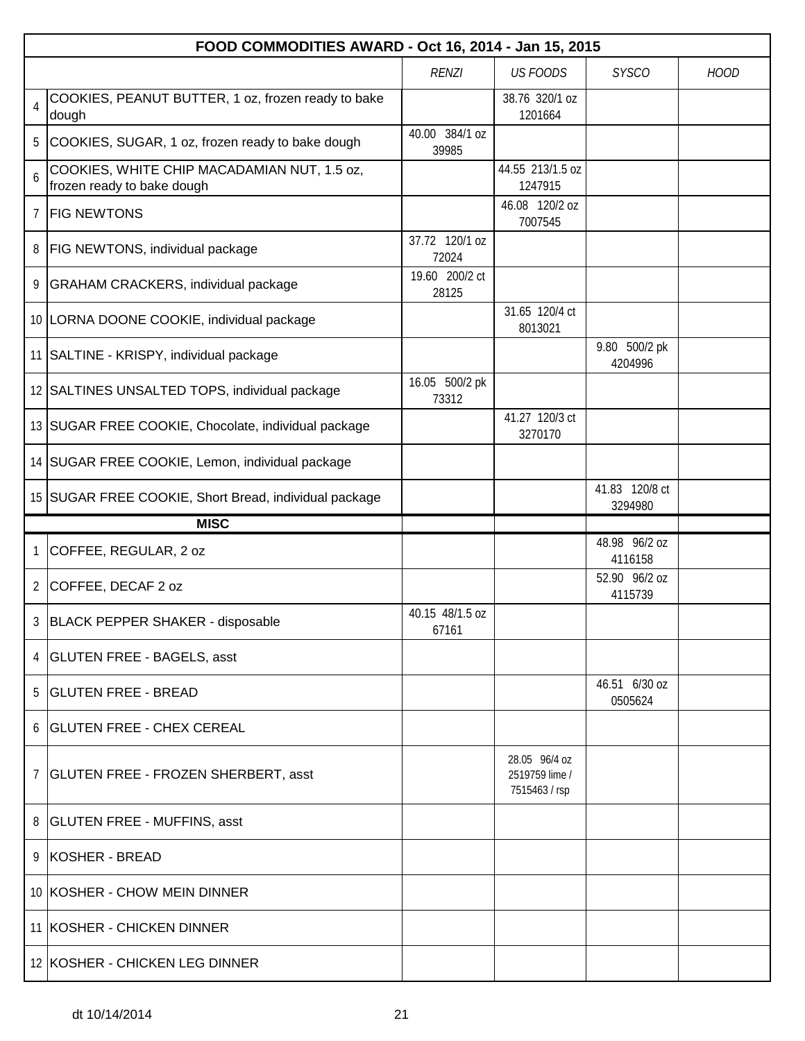| | FOOD COMMODITIES AWARD - Oct 16, 2014 - Jan 15, 2015 | | | | |
|---|---|---|---|---|---|
| | | *RENZI* | *US FOODS* | *SYSCO* | *HOOD* |
| 4 | COOKIES, PEANUT BUTTER, 1 oz, frozen ready to bake dough | | 38.76 320/1 oz 1201664 | | |
| 5 | COOKIES, SUGAR, 1 oz, frozen ready to bake dough | 40.00 384/1 oz 39985 | | | |
| 6 | COOKIES, WHITE CHIP MACADAMIAN NUT, 1.5 oz, frozen ready to bake dough | | 44.55 213/1.5 oz 1247915 | | |
| 7 | FIG NEWTONS | | 46.08 120/2 oz 7007545 | | |
| 8 | FIG NEWTONS, individual package | 37.72 120/1 oz 72024 | | | |
| 9 | GRAHAM CRACKERS, individual package | 19.60 200/2 ct 28125 | | | |
| 10 | LORNA DOONE COOKIE, individual package | | 31.65 120/4 ct 8013021 | | |
| 11 | SALTINE - KRISPY, individual package | | | 9.80 500/2 pk 4204996 | |
| 12 | SALTINES UNSALTED TOPS, individual package | 16.05 500/2 pk 73312 | | | |
| 13 | SUGAR FREE COOKIE, Chocolate, individual package | | 41.27 120/3 ct 3270170 | | |
| 14 | SUGAR FREE COOKIE, Lemon, individual package | | | | |
| 15 | SUGAR FREE COOKIE, Short Bread, individual package | | | 41.83 120/8 ct 3294980 | |
| | **MISC** | | | | |
| 1 | COFFEE, REGULAR, 2 oz | | | 48.98 96/2 oz 4116158 | |
| 2 | COFFEE, DECAF 2 oz | | | 52.90 96/2 oz 4115739 | |
| 3 | BLACK PEPPER SHAKER - disposable | 40.15 48/1.5 oz 67161 | | | |
| 4 | GLUTEN FREE - BAGELS, asst | | | | |
| 5 | GLUTEN FREE - BREAD | | | 46.51 6/30 oz 0505624 | |
| 6 | GLUTEN FREE - CHEX CEREAL | | | | |
| 7 | GLUTEN FREE - FROZEN SHERBERT, asst | | 28.05 96/4 oz 2519759 lime / 7515463 / rsp | | |
| 8 | GLUTEN FREE - MUFFINS, asst | | | | |
| 9 | KOSHER - BREAD | | | | |
| 10 | KOSHER - CHOW MEIN DINNER | | | | |
| 11 | KOSHER - CHICKEN DINNER | | | | |
| 12 | KOSHER - CHICKEN LEG DINNER | | | | |

dt 10/14/2014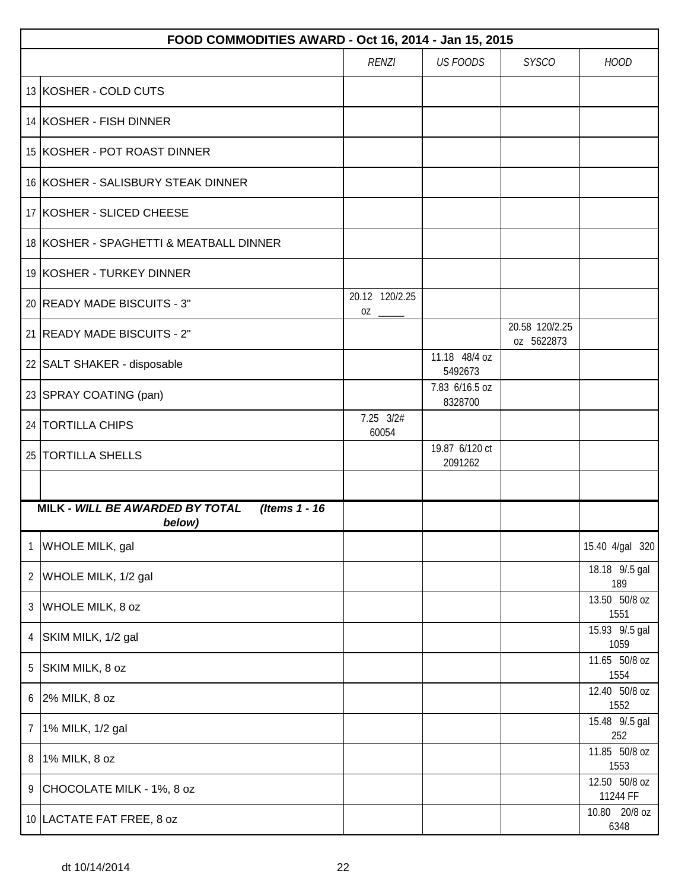| FOOD COMMODITIES AWARD - Oct 16, 2014 - Jan 15, 2015 | | | | | |
|---|---|---|---|---|---|
| | | *RENZI* | *US FOODS* | *SYSCO* | *HOOD* |
| 13 | KOSHER - COLD CUTS | | | | |
| 14 | KOSHER - FISH DINNER | | | | |
| 15 | KOSHER - POT ROAST DINNER | | | | |
| 16 | KOSHER - SALISBURY STEAK DINNER | | | | |
| 17 | KOSHER - SLICED CHEESE | | | | |
| 18 | KOSHER - SPAGHETTI & MEATBALL DINNER | | | | |
| 19 | KOSHER - TURKEY DINNER | | | | |
| 20 | READY MADE BISCUITS - 3" | 20.12 120/2.25 oz _____ | | | |
| 21 | READY MADE BISCUITS - 2" | | | 20.58 120/2.25 oz 5622873 | |
| 22 | SALT SHAKER - disposable | | 11.18 48/4 oz 5492673 | | |
| 23 | SPRAY COATING (pan) | | 7.83 6/16.5 oz 8328700 | | |
| 24 | TORTILLA CHIPS | 7.25 3/2# 60054 | | | |
| 25 | TORTILLA SHELLS | | 19.87 6/120 ct 2091262 | | |
| | | | | | |
| **MILK - *WILL BE AWARDED BY TOTAL (Items 1 - 16 below)*** | | | | | |
| 1 | WHOLE MILK, gal | | | | 15.40 4/gal 320 |
| 2 | WHOLE MILK, 1/2 gal | | | | 18.18 9/.5 gal 189 |
| 3 | WHOLE MILK, 8 oz | | | | 13.50 50/8 oz 1551 |
| 4 | SKIM MILK, 1/2 gal | | | | 15.93 9/.5 gal 1059 |
| 5 | SKIM MILK, 8 oz | | | | 11.65 50/8 oz 1554 |
| 6 | 2% MILK, 8 oz | | | | 12.40 50/8 oz 1552 |
| 7 | 1% MILK, 1/2 gal | | | | 15.48 9/.5 gal 252 |
| 8 | 1% MILK, 8 oz | | | | 11.85 50/8 oz 1553 |
| 9 | CHOCOLATE MILK - 1%, 8 oz | | | | 12.50 50/8 oz 11244 FF |
| 10 | LACTATE FAT FREE, 8 oz | | | | 10.80 20/8 oz 6348 |

dt 10/14/2014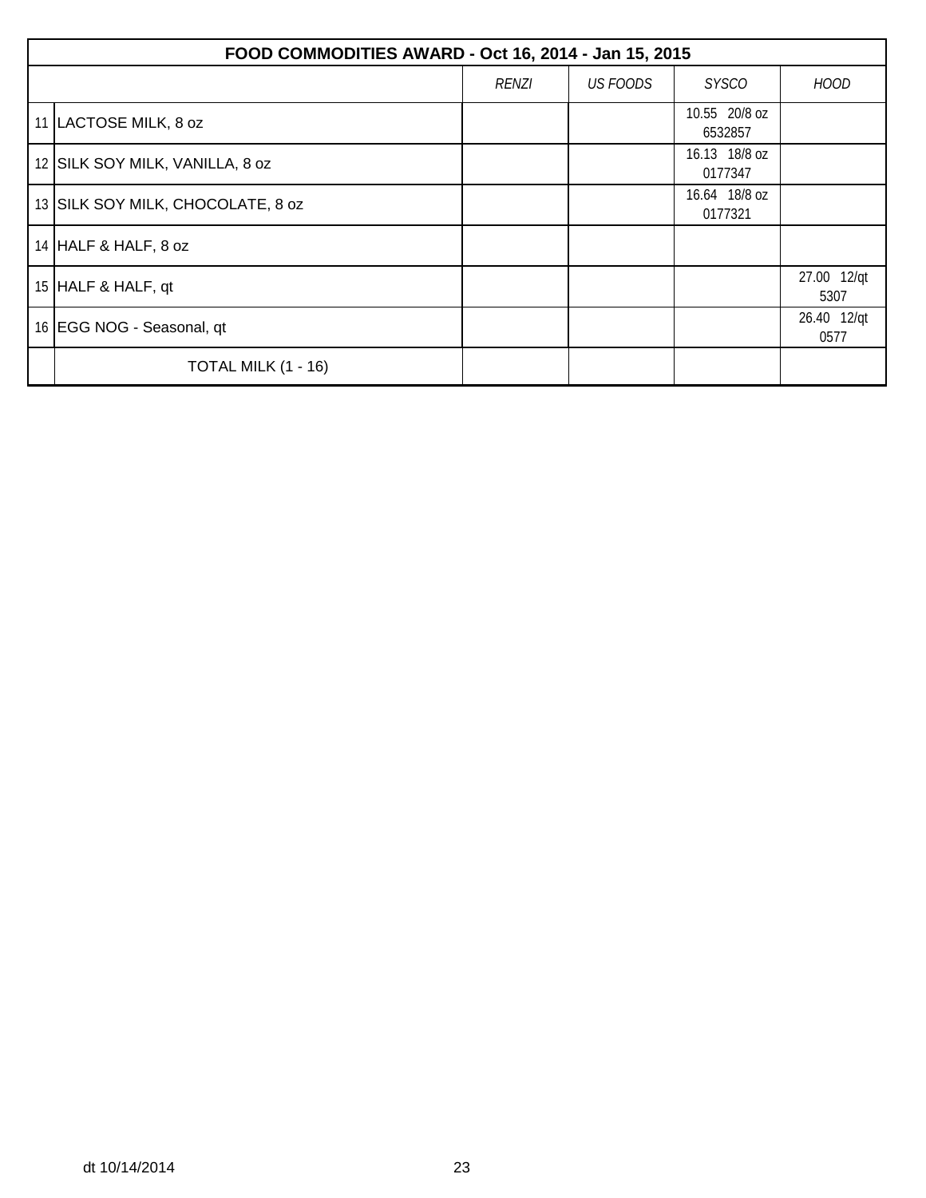| FOOD COMMODITIES AWARD - Oct 16, 2014 - Jan 15, 2015 | | | | | |
|---|---|---|---|---|---|
| | | *RENZI* | *US FOODS* | *SYSCO* | *HOOD* |
| 11 | LACTOSE MILK, 8 oz | | | 10.55 20/8 oz 6532857 | |
| 12 | SILK SOY MILK, VANILLA, 8 oz | | | 16.13 18/8 oz 0177347 | |
| 13 | SILK SOY MILK, CHOCOLATE, 8 oz | | | 16.64 18/8 oz 0177321 | |
| 14 | HALF & HALF, 8 oz | | | | |
| 15 | HALF & HALF, qt | | | | 27.00 12/qt 5307 |
| 16 | EGG NOG - Seasonal, qt | | | | 26.40 12/qt 0577 |
| | TOTAL MILK (1 - 16) | | | | |

dt 10/14/2014